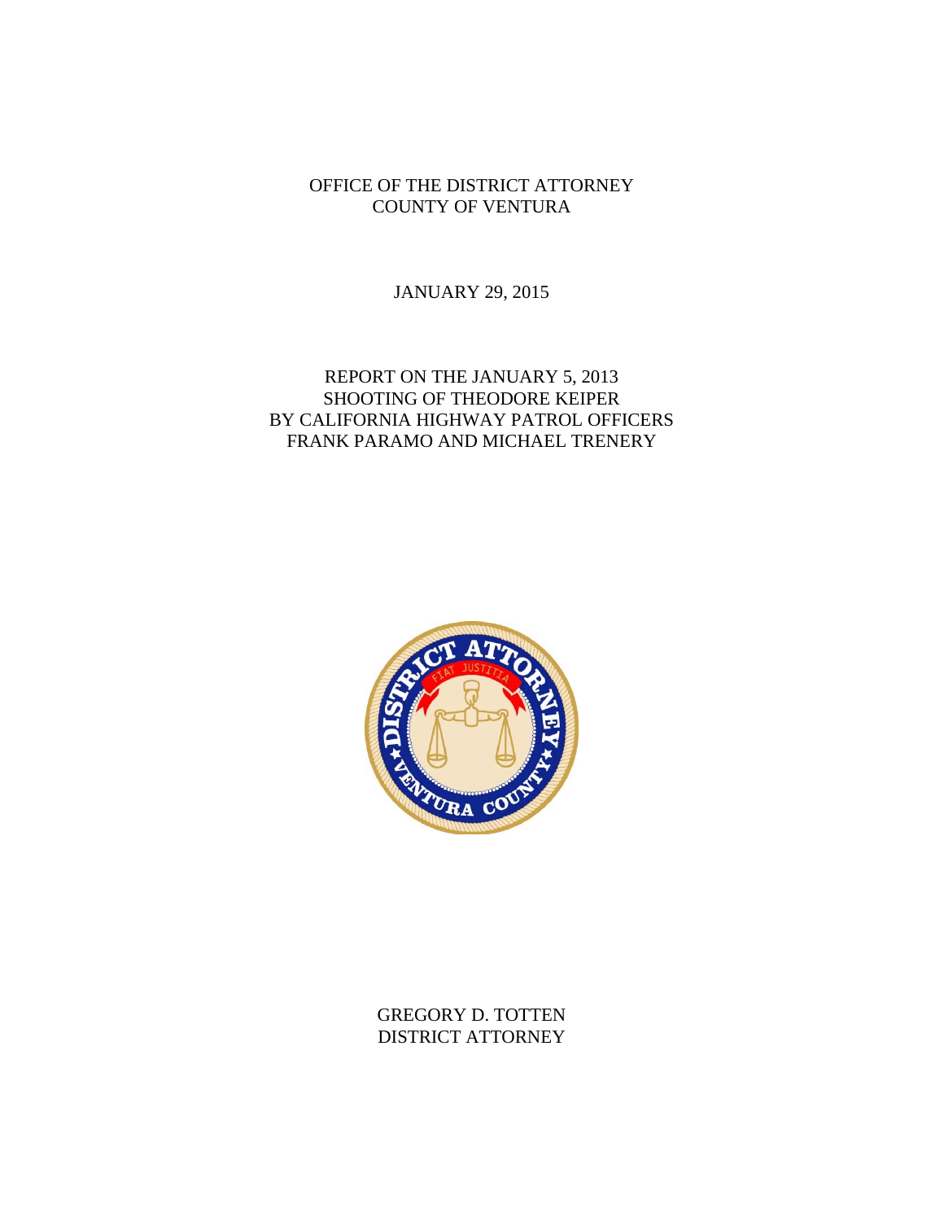OFFICE OF THE DISTRICT ATTORNEY
COUNTY OF VENTURA

JANUARY 29, 2015

# REPORT ON THE JANUARY 5, 2013 SHOOTING OF THEODORE KEIPER BY CALIFORNIA HIGHWAY PATROL OFFICERS FRANK PARAMO AND MICHAEL TRENERY

GREGORY D. TOTTEN
DISTRICT ATTORNEY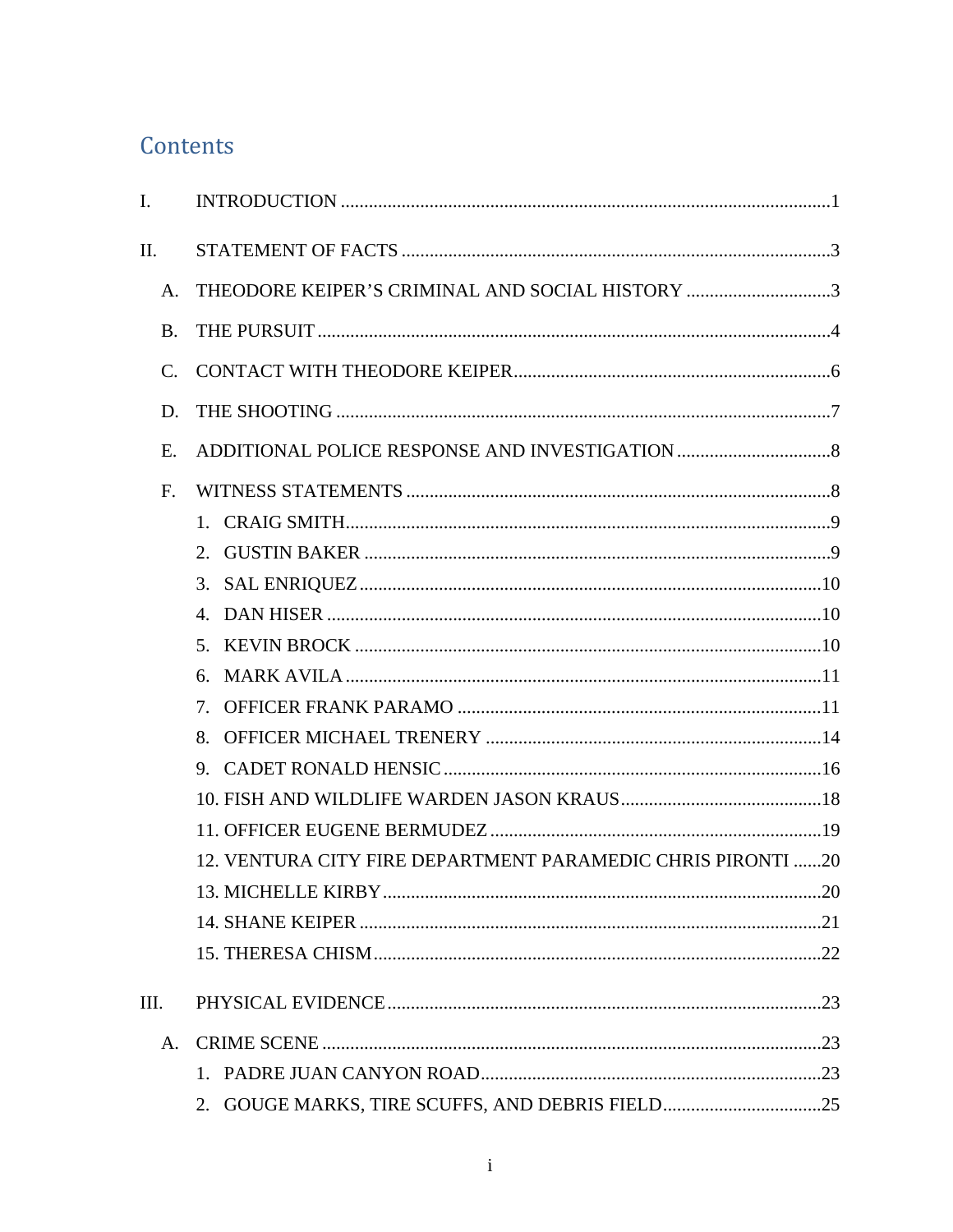# Contents

I. INTRODUCTION .......... 1

II. STATEMENT OF FACTS .......... 3

- A. THEODORE KEIPER'S CRIMINAL AND SOCIAL HISTORY .......... 3
- B. THE PURSUIT .......... 4
- C. CONTACT WITH THEODORE KEIPER .......... 6
- D. THE SHOOTING .......... 7
- E. ADDITIONAL POLICE RESPONSE AND INVESTIGATION .......... 8
- F. WITNESS STATEMENTS .......... 8
  1. CRAIG SMITH .......... 9
  2. GUSTIN BAKER .......... 9
  3. SAL ENRIQUEZ .......... 10
  4. DAN HISER .......... 10
  5. KEVIN BROCK .......... 10
  6. MARK AVILA .......... 11
  7. OFFICER FRANK PARAMO .......... 11
  8. OFFICER MICHAEL TRENERY .......... 14
  9. CADET RONALD HENSIC .......... 16
  10. FISH AND WILDLIFE WARDEN JASON KRAUS .......... 18
  11. OFFICER EUGENE BERMUDEZ .......... 19
  12. VENTURA CITY FIRE DEPARTMENT PARAMEDIC CHRIS PIRONTI .......... 20
  13. MICHELLE KIRBY .......... 20
  14. SHANE KEIPER .......... 21
  15. THERESA CHISM .......... 22

III. PHYSICAL EVIDENCE .......... 23

- A. CRIME SCENE .......... 23
  1. PADRE JUAN CANYON ROAD .......... 23
  2. GOUGE MARKS, TIRE SCUFFS, AND DEBRIS FIELD .......... 25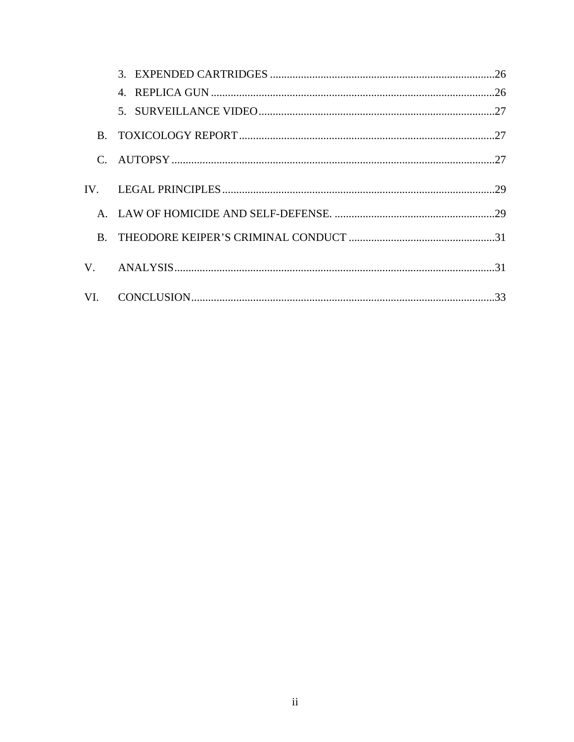3. EXPENDED CARTRIDGES ....................................................................................26
4. REPLICA GUN ...............................................................................................26
5. SURVEILLANCE VIDEO ...................................................................................27

B. TOXICOLOGY REPORT ...........................................................................................27

C. AUTOPSY ..................................................................................................................27

IV. LEGAL PRINCIPLES ..................................................................................................29

A. LAW OF HOMICIDE AND SELF-DEFENSE. ..........................................................29

B. THEODORE KEIPER'S CRIMINAL CONDUCT ....................................................31

V. ANALYSIS ..................................................................................................................31

VI. CONCLUSION .............................................................................................................33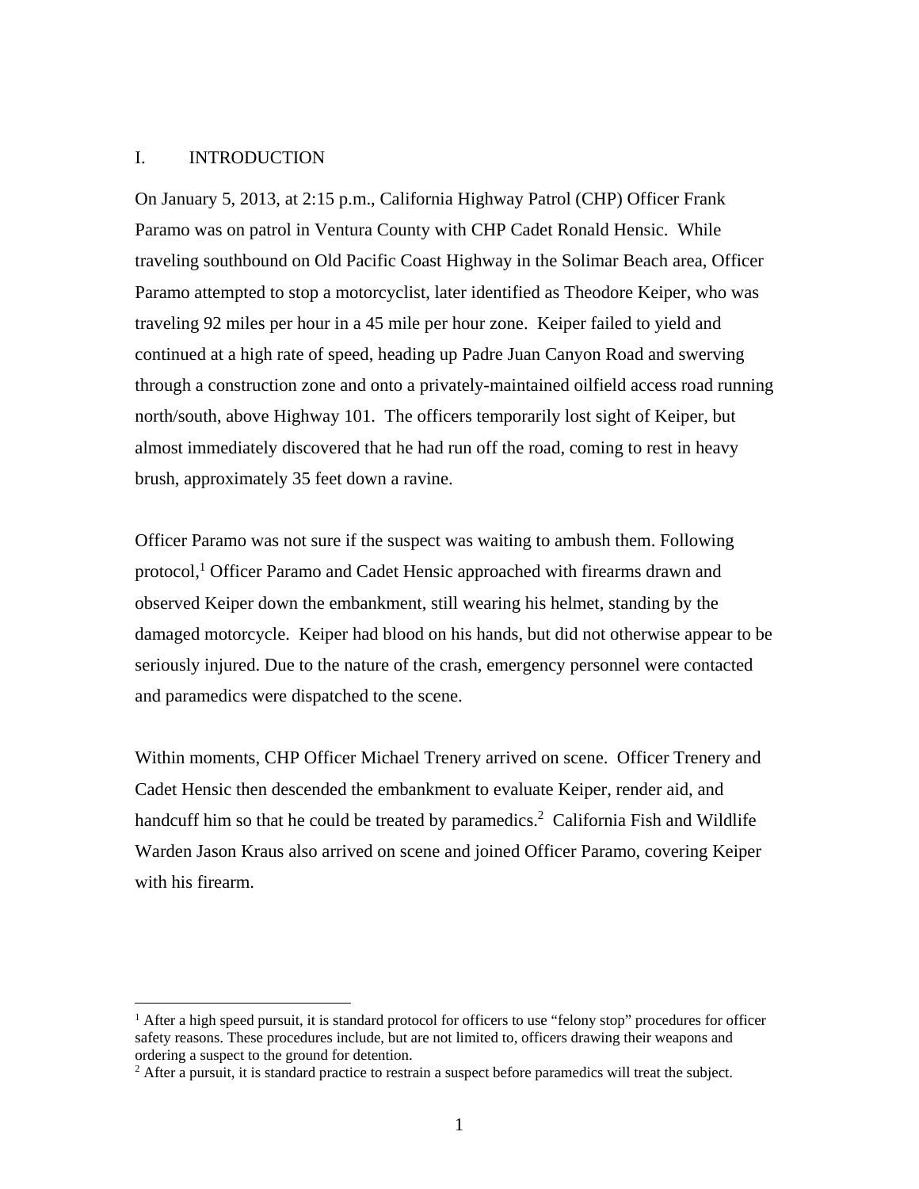## I. INTRODUCTION

On January 5, 2013, at 2:15 p.m., California Highway Patrol (CHP) Officer Frank Paramo was on patrol in Ventura County with CHP Cadet Ronald Hensic. While traveling southbound on Old Pacific Coast Highway in the Solimar Beach area, Officer Paramo attempted to stop a motorcyclist, later identified as Theodore Keiper, who was traveling 92 miles per hour in a 45 mile per hour zone. Keiper failed to yield and continued at a high rate of speed, heading up Padre Juan Canyon Road and swerving through a construction zone and onto a privately-maintained oilfield access road running north/south, above Highway 101. The officers temporarily lost sight of Keiper, but almost immediately discovered that he had run off the road, coming to rest in heavy brush, approximately 35 feet down a ravine.

Officer Paramo was not sure if the suspect was waiting to ambush them. Following protocol,[1] Officer Paramo and Cadet Hensic approached with firearms drawn and observed Keiper down the embankment, still wearing his helmet, standing by the damaged motorcycle. Keiper had blood on his hands, but did not otherwise appear to be seriously injured. Due to the nature of the crash, emergency personnel were contacted and paramedics were dispatched to the scene.

Within moments, CHP Officer Michael Trenery arrived on scene. Officer Trenery and Cadet Hensic then descended the embankment to evaluate Keiper, render aid, and handcuff him so that he could be treated by paramedics.[2] California Fish and Wildlife Warden Jason Kraus also arrived on scene and joined Officer Paramo, covering Keiper with his firearm.

---

[1] After a high speed pursuit, it is standard protocol for officers to use "felony stop" procedures for officer safety reasons. These procedures include, but are not limited to, officers drawing their weapons and ordering a suspect to the ground for detention.

[2] After a pursuit, it is standard practice to restrain a suspect before paramedics will treat the subject.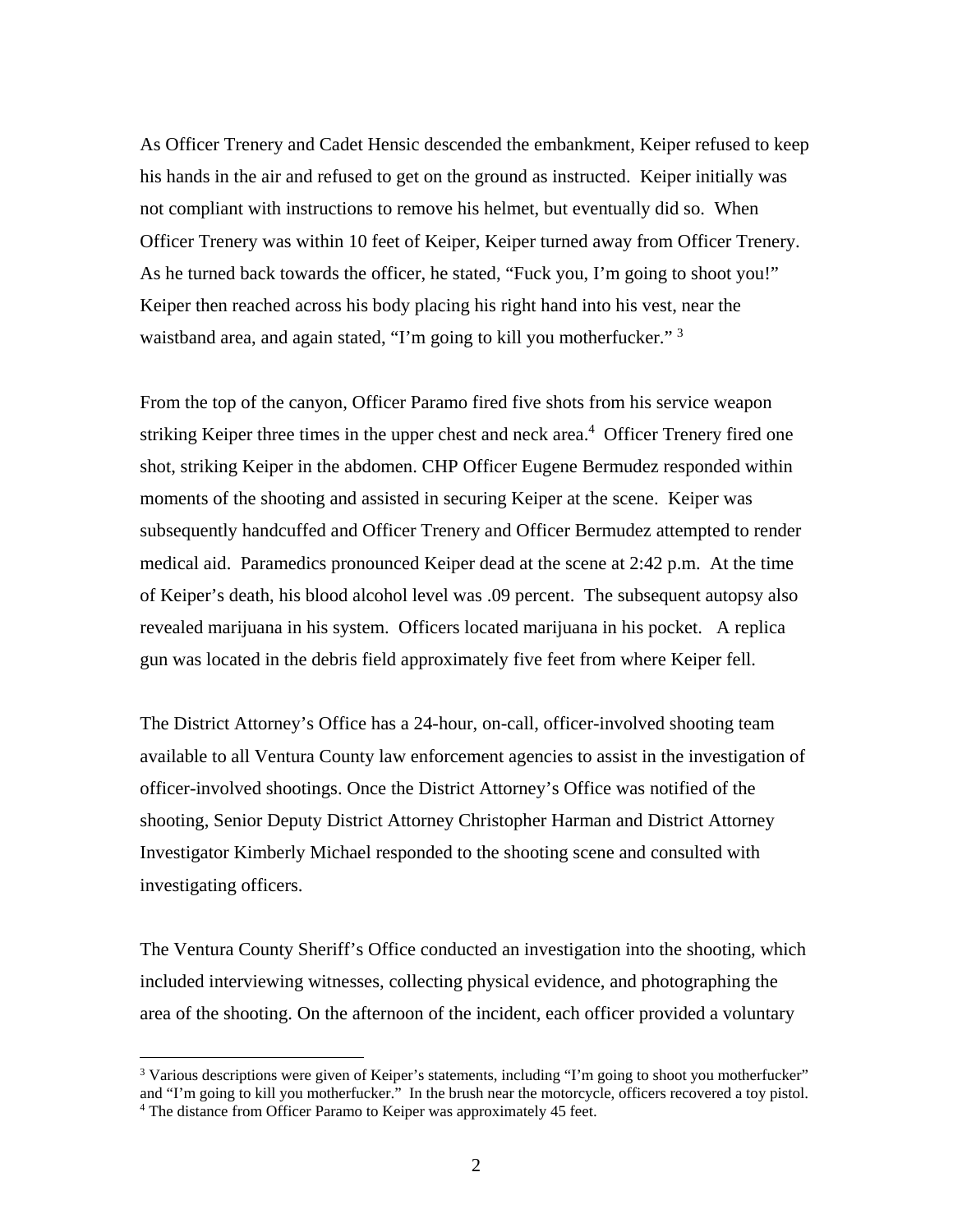As Officer Trenery and Cadet Hensic descended the embankment, Keiper refused to keep his hands in the air and refused to get on the ground as instructed. Keiper initially was not compliant with instructions to remove his helmet, but eventually did so. When Officer Trenery was within 10 feet of Keiper, Keiper turned away from Officer Trenery. As he turned back towards the officer, he stated, "Fuck you, I'm going to shoot you!" Keiper then reached across his body placing his right hand into his vest, near the waistband area, and again stated, "I'm going to kill you motherfucker." [3]

From the top of the canyon, Officer Paramo fired five shots from his service weapon striking Keiper three times in the upper chest and neck area.[4] Officer Trenery fired one shot, striking Keiper in the abdomen. CHP Officer Eugene Bermudez responded within moments of the shooting and assisted in securing Keiper at the scene. Keiper was subsequently handcuffed and Officer Trenery and Officer Bermudez attempted to render medical aid. Paramedics pronounced Keiper dead at the scene at 2:42 p.m. At the time of Keiper's death, his blood alcohol level was .09 percent. The subsequent autopsy also revealed marijuana in his system. Officers located marijuana in his pocket. A replica gun was located in the debris field approximately five feet from where Keiper fell.

The District Attorney's Office has a 24-hour, on-call, officer-involved shooting team available to all Ventura County law enforcement agencies to assist in the investigation of officer-involved shootings. Once the District Attorney's Office was notified of the shooting, Senior Deputy District Attorney Christopher Harman and District Attorney Investigator Kimberly Michael responded to the shooting scene and consulted with investigating officers.

The Ventura County Sheriff's Office conducted an investigation into the shooting, which included interviewing witnesses, collecting physical evidence, and photographing the area of the shooting. On the afternoon of the incident, each officer provided a voluntary

---

[3] Various descriptions were given of Keiper's statements, including "I'm going to shoot you motherfucker" and "I'm going to kill you motherfucker." In the brush near the motorcycle, officers recovered a toy pistol.

[4] The distance from Officer Paramo to Keiper was approximately 45 feet.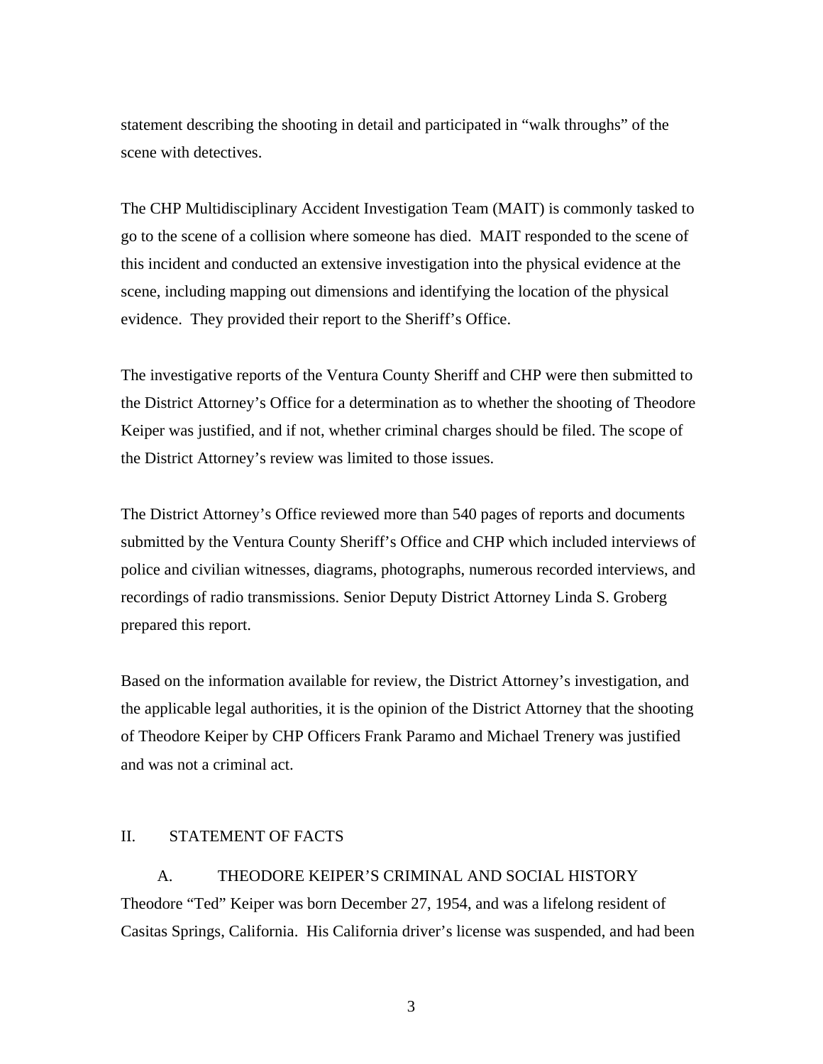statement describing the shooting in detail and participated in "walk throughs" of the scene with detectives.

The CHP Multidisciplinary Accident Investigation Team (MAIT) is commonly tasked to go to the scene of a collision where someone has died. MAIT responded to the scene of this incident and conducted an extensive investigation into the physical evidence at the scene, including mapping out dimensions and identifying the location of the physical evidence. They provided their report to the Sheriff's Office.

The investigative reports of the Ventura County Sheriff and CHP were then submitted to the District Attorney's Office for a determination as to whether the shooting of Theodore Keiper was justified, and if not, whether criminal charges should be filed. The scope of the District Attorney's review was limited to those issues.

The District Attorney's Office reviewed more than 540 pages of reports and documents submitted by the Ventura County Sheriff's Office and CHP which included interviews of police and civilian witnesses, diagrams, photographs, numerous recorded interviews, and recordings of radio transmissions. Senior Deputy District Attorney Linda S. Groberg prepared this report.

Based on the information available for review, the District Attorney's investigation, and the applicable legal authorities, it is the opinion of the District Attorney that the shooting of Theodore Keiper by CHP Officers Frank Paramo and Michael Trenery was justified and was not a criminal act.

## II. STATEMENT OF FACTS

### A. THEODORE KEIPER'S CRIMINAL AND SOCIAL HISTORY

Theodore "Ted" Keiper was born December 27, 1954, and was a lifelong resident of Casitas Springs, California. His California driver's license was suspended, and had been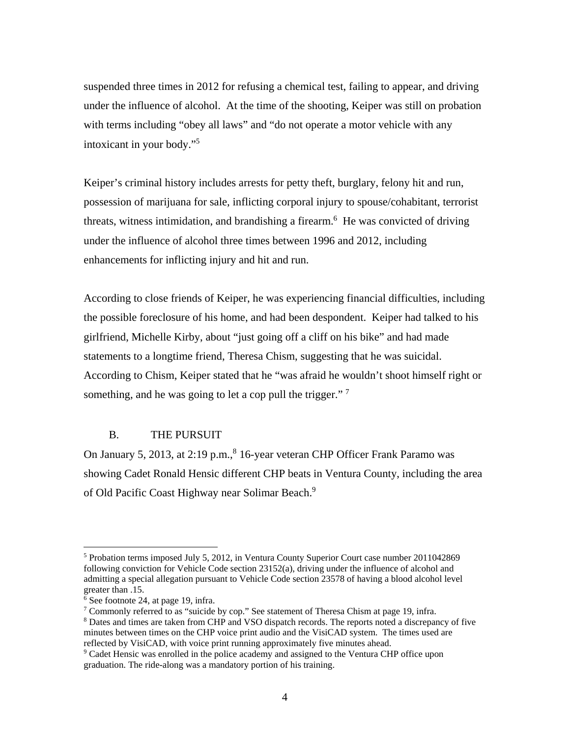suspended three times in 2012 for refusing a chemical test, failing to appear, and driving under the influence of alcohol. At the time of the shooting, Keiper was still on probation with terms including "obey all laws" and "do not operate a motor vehicle with any intoxicant in your body."[5]

Keiper's criminal history includes arrests for petty theft, burglary, felony hit and run, possession of marijuana for sale, inflicting corporal injury to spouse/cohabitant, terrorist threats, witness intimidation, and brandishing a firearm.[6] He was convicted of driving under the influence of alcohol three times between 1996 and 2012, including enhancements for inflicting injury and hit and run.

According to close friends of Keiper, he was experiencing financial difficulties, including the possible foreclosure of his home, and had been despondent. Keiper had talked to his girlfriend, Michelle Kirby, about "just going off a cliff on his bike" and had made statements to a longtime friend, Theresa Chism, suggesting that he was suicidal. According to Chism, Keiper stated that he "was afraid he wouldn't shoot himself right or something, and he was going to let a cop pull the trigger." [7]

## B. THE PURSUIT

On January 5, 2013, at 2:19 p.m.,[8] 16-year veteran CHP Officer Frank Paramo was showing Cadet Ronald Hensic different CHP beats in Ventura County, including the area of Old Pacific Coast Highway near Solimar Beach.[9]

---

[5] Probation terms imposed July 5, 2012, in Ventura County Superior Court case number 2011042869 following conviction for Vehicle Code section 23152(a), driving under the influence of alcohol and admitting a special allegation pursuant to Vehicle Code section 23578 of having a blood alcohol level greater than .15.

[6] See footnote 24, at page 19, infra.

[7] Commonly referred to as "suicide by cop." See statement of Theresa Chism at page 19, infra.

[8] Dates and times are taken from CHP and VSO dispatch records. The reports noted a discrepancy of five minutes between times on the CHP voice print audio and the VisiCAD system. The times used are reflected by VisiCAD, with voice print running approximately five minutes ahead.

[9] Cadet Hensic was enrolled in the police academy and assigned to the Ventura CHP office upon graduation. The ride-along was a mandatory portion of his training.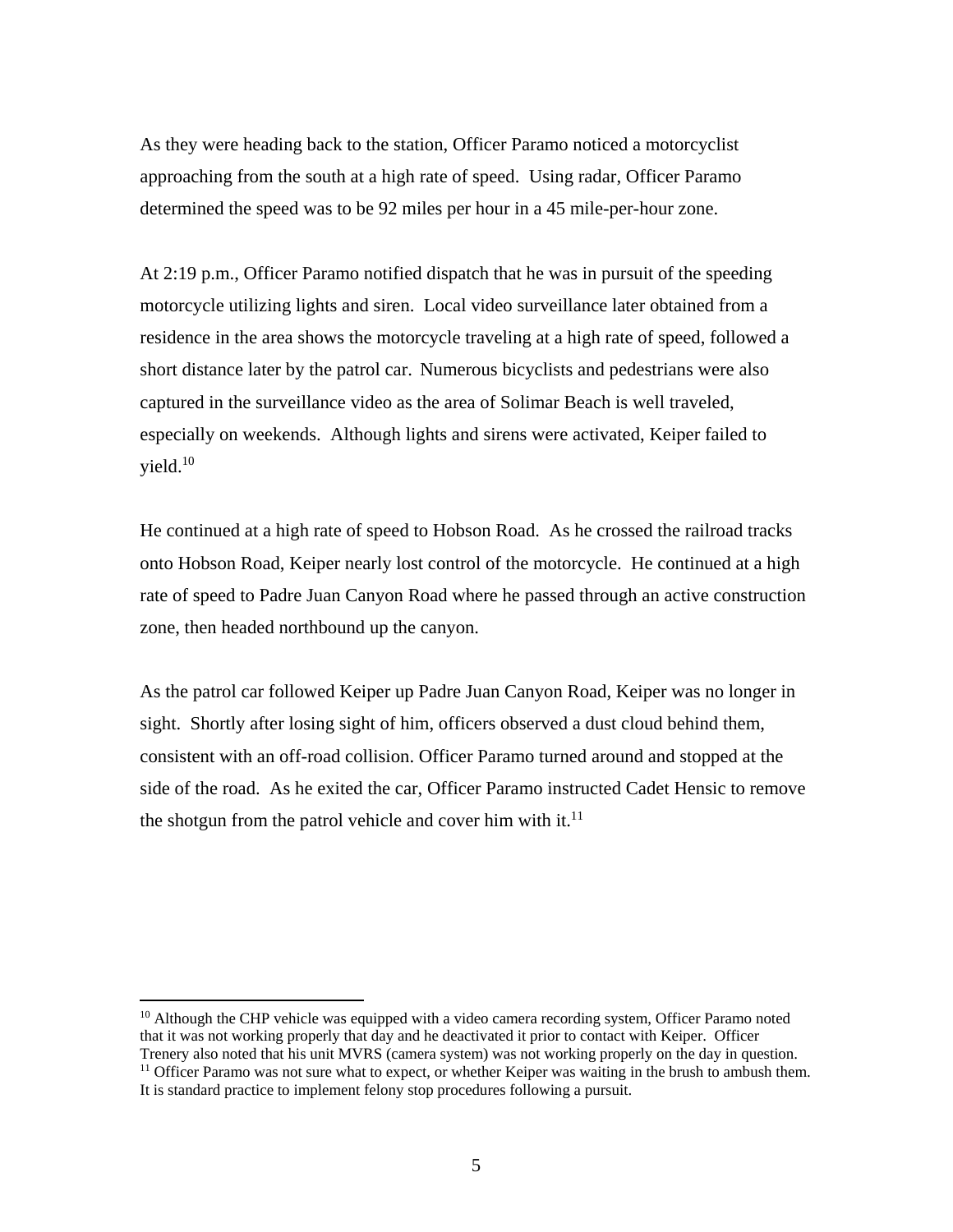As they were heading back to the station, Officer Paramo noticed a motorcyclist approaching from the south at a high rate of speed. Using radar, Officer Paramo determined the speed was to be 92 miles per hour in a 45 mile-per-hour zone.

At 2:19 p.m., Officer Paramo notified dispatch that he was in pursuit of the speeding motorcycle utilizing lights and siren. Local video surveillance later obtained from a residence in the area shows the motorcycle traveling at a high rate of speed, followed a short distance later by the patrol car. Numerous bicyclists and pedestrians were also captured in the surveillance video as the area of Solimar Beach is well traveled, especially on weekends. Although lights and sirens were activated, Keiper failed to yield.[10]

He continued at a high rate of speed to Hobson Road. As he crossed the railroad tracks onto Hobson Road, Keiper nearly lost control of the motorcycle. He continued at a high rate of speed to Padre Juan Canyon Road where he passed through an active construction zone, then headed northbound up the canyon.

As the patrol car followed Keiper up Padre Juan Canyon Road, Keiper was no longer in sight. Shortly after losing sight of him, officers observed a dust cloud behind them, consistent with an off-road collision. Officer Paramo turned around and stopped at the side of the road. As he exited the car, Officer Paramo instructed Cadet Hensic to remove the shotgun from the patrol vehicle and cover him with it.[11]

---

[10] Although the CHP vehicle was equipped with a video camera recording system, Officer Paramo noted that it was not working properly that day and he deactivated it prior to contact with Keiper. Officer Trenery also noted that his unit MVRS (camera system) was not working properly on the day in question.

[11] Officer Paramo was not sure what to expect, or whether Keiper was waiting in the brush to ambush them. It is standard practice to implement felony stop procedures following a pursuit.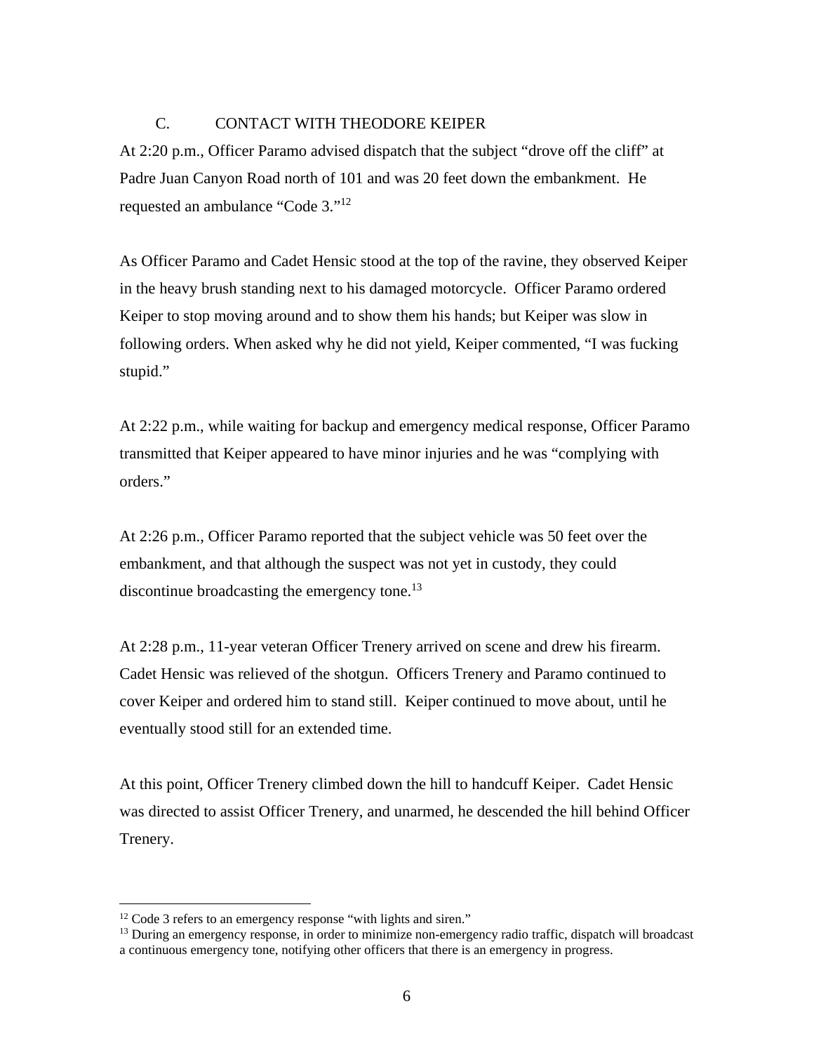### C. CONTACT WITH THEODORE KEIPER

At 2:20 p.m., Officer Paramo advised dispatch that the subject "drove off the cliff" at Padre Juan Canyon Road north of 101 and was 20 feet down the embankment. He requested an ambulance "Code 3."[12]

As Officer Paramo and Cadet Hensic stood at the top of the ravine, they observed Keiper in the heavy brush standing next to his damaged motorcycle. Officer Paramo ordered Keiper to stop moving around and to show them his hands; but Keiper was slow in following orders. When asked why he did not yield, Keiper commented, "I was fucking stupid."

At 2:22 p.m., while waiting for backup and emergency medical response, Officer Paramo transmitted that Keiper appeared to have minor injuries and he was "complying with orders."

At 2:26 p.m., Officer Paramo reported that the subject vehicle was 50 feet over the embankment, and that although the suspect was not yet in custody, they could discontinue broadcasting the emergency tone.[13]

At 2:28 p.m., 11-year veteran Officer Trenery arrived on scene and drew his firearm. Cadet Hensic was relieved of the shotgun. Officers Trenery and Paramo continued to cover Keiper and ordered him to stand still. Keiper continued to move about, until he eventually stood still for an extended time.

At this point, Officer Trenery climbed down the hill to handcuff Keiper. Cadet Hensic was directed to assist Officer Trenery, and unarmed, he descended the hill behind Officer Trenery.

---

[12] Code 3 refers to an emergency response "with lights and siren."

[13] During an emergency response, in order to minimize non-emergency radio traffic, dispatch will broadcast a continuous emergency tone, notifying other officers that there is an emergency in progress.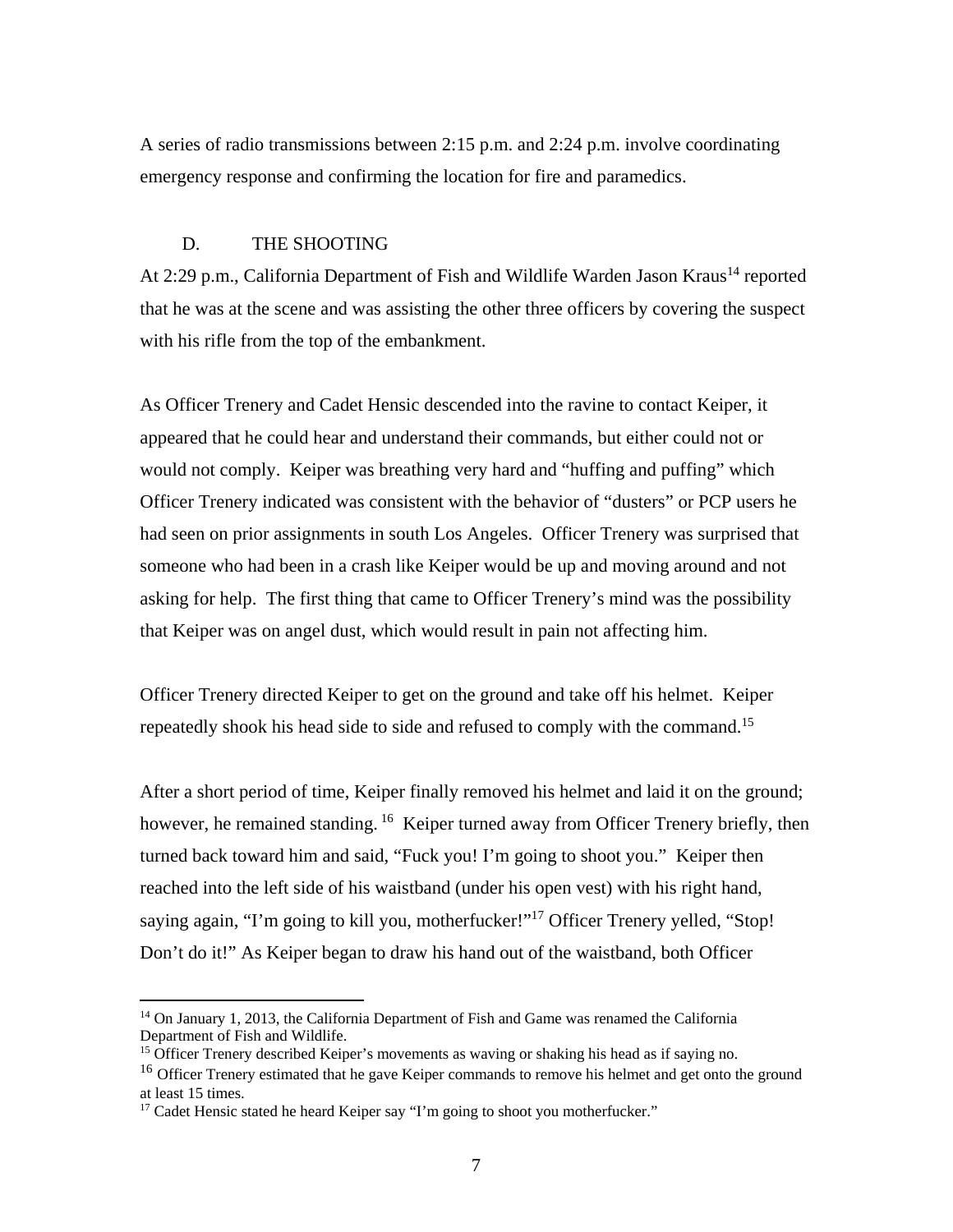A series of radio transmissions between 2:15 p.m. and 2:24 p.m. involve coordinating emergency response and confirming the location for fire and paramedics.

## D. THE SHOOTING

At 2:29 p.m., California Department of Fish and Wildlife Warden Jason Kraus[14] reported that he was at the scene and was assisting the other three officers by covering the suspect with his rifle from the top of the embankment.

As Officer Trenery and Cadet Hensic descended into the ravine to contact Keiper, it appeared that he could hear and understand their commands, but either could not or would not comply. Keiper was breathing very hard and "huffing and puffing" which Officer Trenery indicated was consistent with the behavior of "dusters" or PCP users he had seen on prior assignments in south Los Angeles. Officer Trenery was surprised that someone who had been in a crash like Keiper would be up and moving around and not asking for help. The first thing that came to Officer Trenery's mind was the possibility that Keiper was on angel dust, which would result in pain not affecting him.

Officer Trenery directed Keiper to get on the ground and take off his helmet. Keiper repeatedly shook his head side to side and refused to comply with the command.[15]

After a short period of time, Keiper finally removed his helmet and laid it on the ground; however, he remained standing.[16] Keiper turned away from Officer Trenery briefly, then turned back toward him and said, "Fuck you! I'm going to shoot you." Keiper then reached into the left side of his waistband (under his open vest) with his right hand, saying again, "I'm going to kill you, motherfucker!"[17] Officer Trenery yelled, "Stop! Don't do it!" As Keiper began to draw his hand out of the waistband, both Officer

---

[14] On January 1, 2013, the California Department of Fish and Game was renamed the California Department of Fish and Wildlife.

[15] Officer Trenery described Keiper's movements as waving or shaking his head as if saying no.

[16] Officer Trenery estimated that he gave Keiper commands to remove his helmet and get onto the ground at least 15 times.

[17] Cadet Hensic stated he heard Keiper say "I'm going to shoot you motherfucker."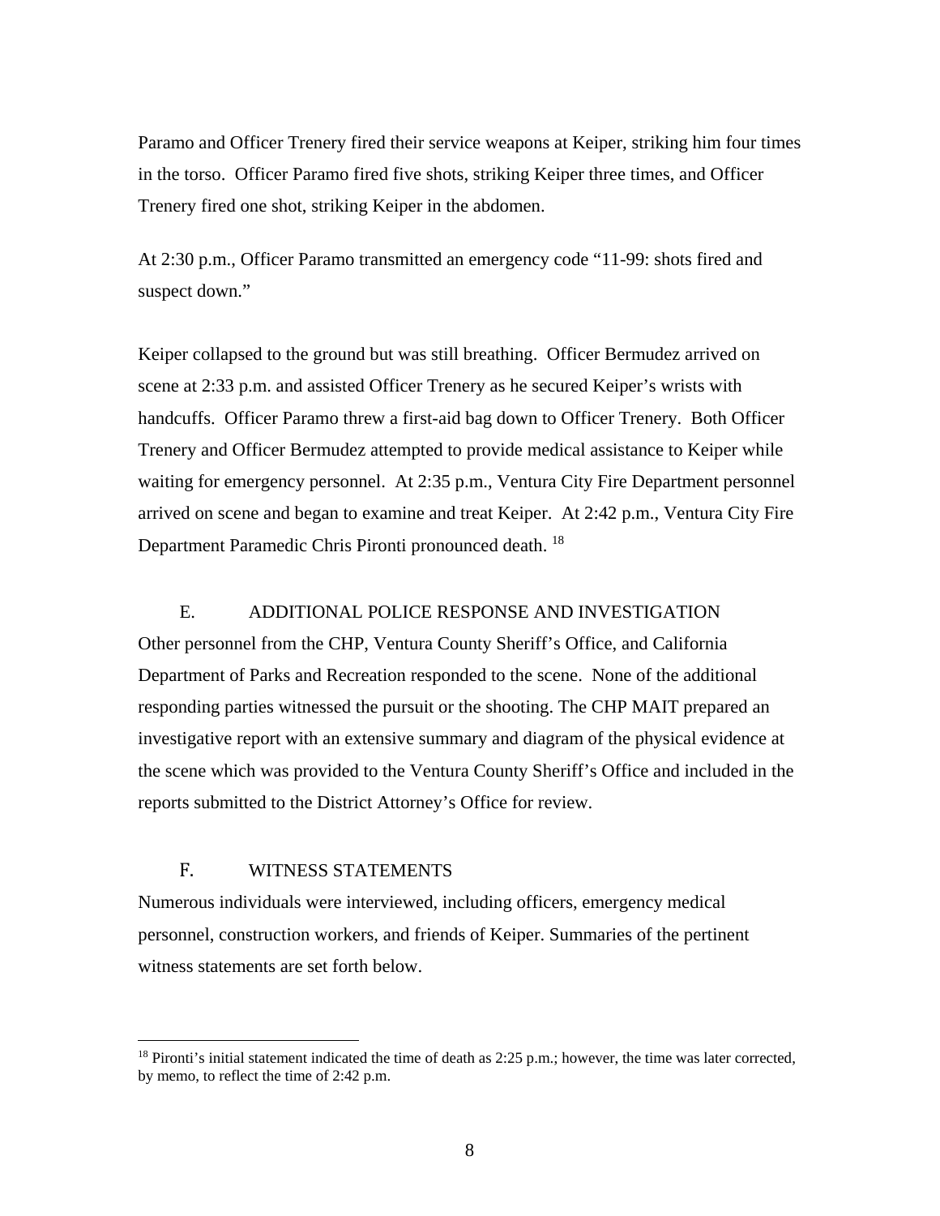Paramo and Officer Trenery fired their service weapons at Keiper, striking him four times in the torso. Officer Paramo fired five shots, striking Keiper three times, and Officer Trenery fired one shot, striking Keiper in the abdomen.

At 2:30 p.m., Officer Paramo transmitted an emergency code "11-99: shots fired and suspect down."

Keiper collapsed to the ground but was still breathing. Officer Bermudez arrived on scene at 2:33 p.m. and assisted Officer Trenery as he secured Keiper's wrists with handcuffs. Officer Paramo threw a first-aid bag down to Officer Trenery. Both Officer Trenery and Officer Bermudez attempted to provide medical assistance to Keiper while waiting for emergency personnel. At 2:35 p.m., Ventura City Fire Department personnel arrived on scene and began to examine and treat Keiper. At 2:42 p.m., Ventura City Fire Department Paramedic Chris Pironti pronounced death. [18]

### E. ADDITIONAL POLICE RESPONSE AND INVESTIGATION

Other personnel from the CHP, Ventura County Sheriff's Office, and California Department of Parks and Recreation responded to the scene. None of the additional responding parties witnessed the pursuit or the shooting. The CHP MAIT prepared an investigative report with an extensive summary and diagram of the physical evidence at the scene which was provided to the Ventura County Sheriff's Office and included in the reports submitted to the District Attorney's Office for review.

### F. WITNESS STATEMENTS

Numerous individuals were interviewed, including officers, emergency medical personnel, construction workers, and friends of Keiper. Summaries of the pertinent witness statements are set forth below.

---

[18] Pironti's initial statement indicated the time of death as 2:25 p.m.; however, the time was later corrected, by memo, to reflect the time of 2:42 p.m.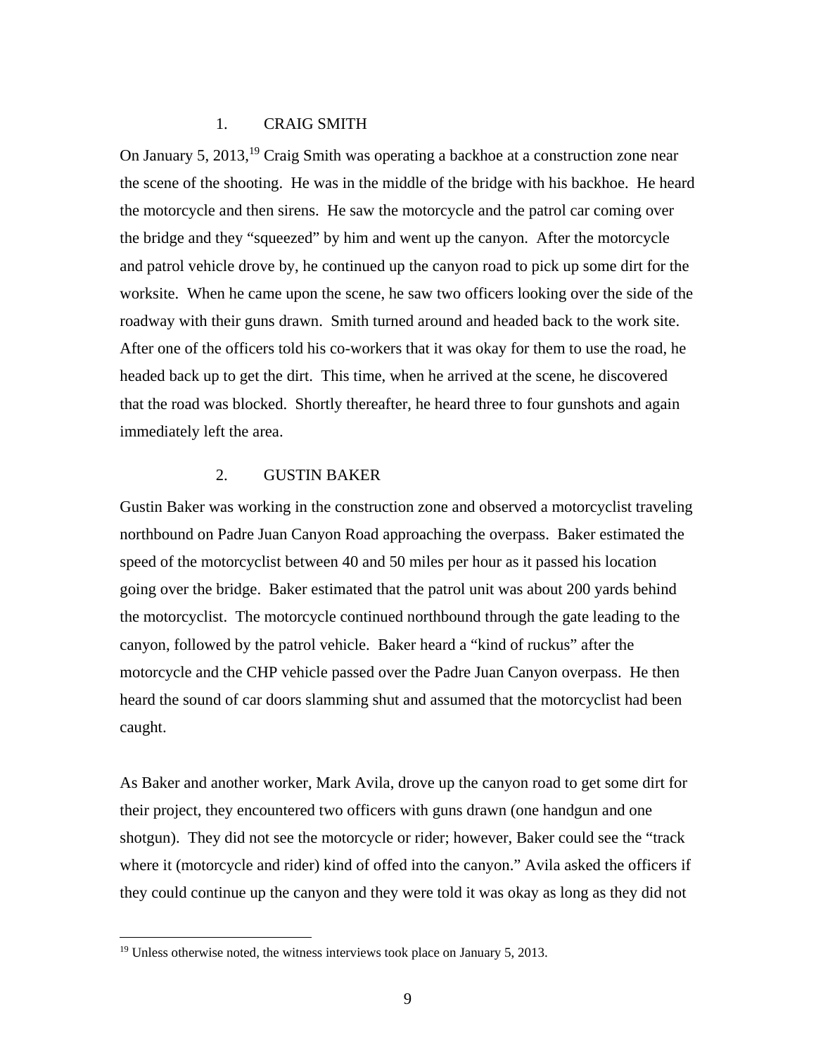### 1. CRAIG SMITH

On January 5, 2013,[19] Craig Smith was operating a backhoe at a construction zone near the scene of the shooting. He was in the middle of the bridge with his backhoe. He heard the motorcycle and then sirens. He saw the motorcycle and the patrol car coming over the bridge and they "squeezed" by him and went up the canyon. After the motorcycle and patrol vehicle drove by, he continued up the canyon road to pick up some dirt for the worksite. When he came upon the scene, he saw two officers looking over the side of the roadway with their guns drawn. Smith turned around and headed back to the work site. After one of the officers told his co-workers that it was okay for them to use the road, he headed back up to get the dirt. This time, when he arrived at the scene, he discovered that the road was blocked. Shortly thereafter, he heard three to four gunshots and again immediately left the area.

### 2. GUSTIN BAKER

Gustin Baker was working in the construction zone and observed a motorcyclist traveling northbound on Padre Juan Canyon Road approaching the overpass. Baker estimated the speed of the motorcyclist between 40 and 50 miles per hour as it passed his location going over the bridge. Baker estimated that the patrol unit was about 200 yards behind the motorcyclist. The motorcycle continued northbound through the gate leading to the canyon, followed by the patrol vehicle. Baker heard a "kind of ruckus" after the motorcycle and the CHP vehicle passed over the Padre Juan Canyon overpass. He then heard the sound of car doors slamming shut and assumed that the motorcyclist had been caught.

As Baker and another worker, Mark Avila, drove up the canyon road to get some dirt for their project, they encountered two officers with guns drawn (one handgun and one shotgun). They did not see the motorcycle or rider; however, Baker could see the "track where it (motorcycle and rider) kind of offed into the canyon." Avila asked the officers if they could continue up the canyon and they were told it was okay as long as they did not

---

[19] Unless otherwise noted, the witness interviews took place on January 5, 2013.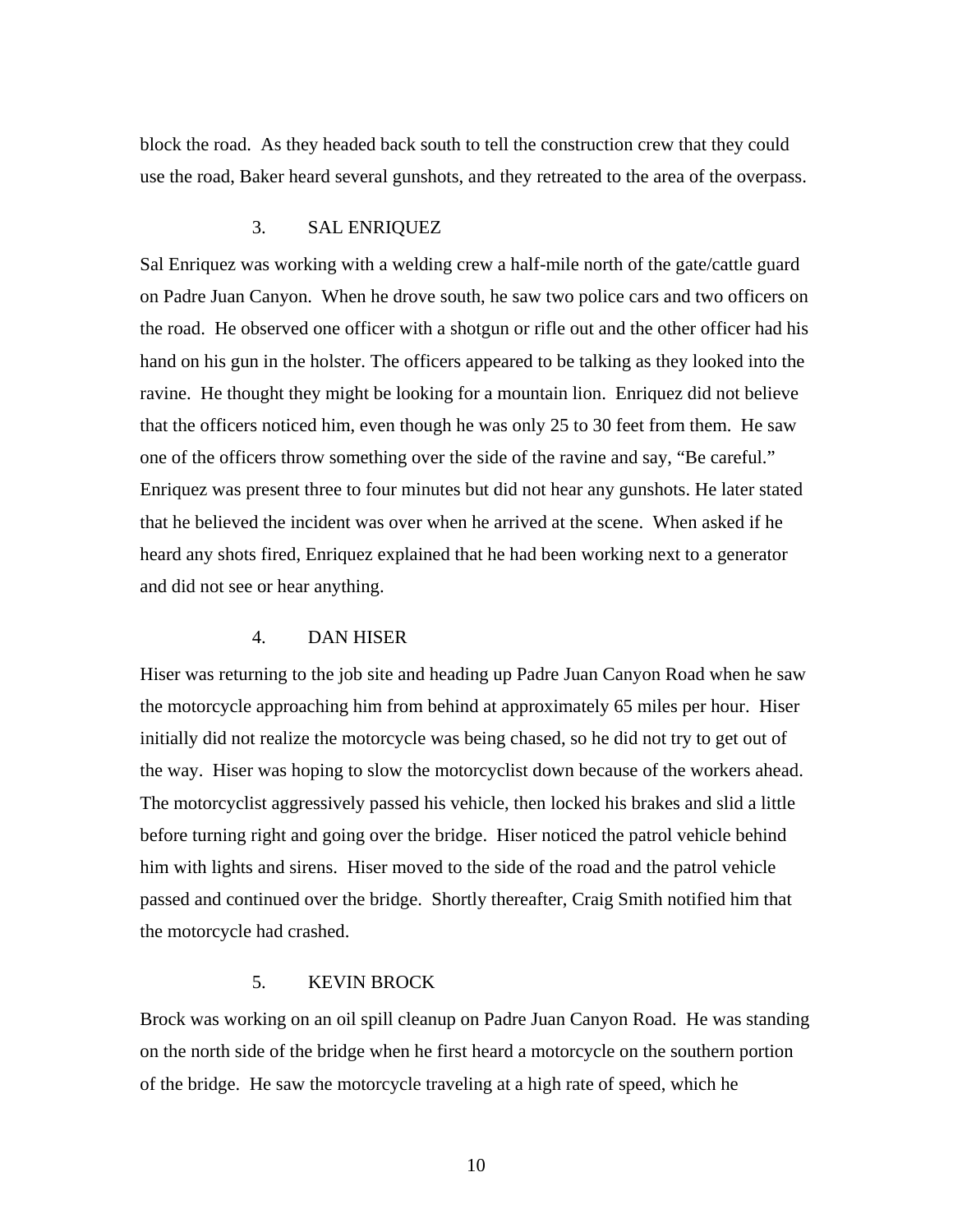block the road. As they headed back south to tell the construction crew that they could use the road, Baker heard several gunshots, and they retreated to the area of the overpass.

### 3. SAL ENRIQUEZ

Sal Enriquez was working with a welding crew a half-mile north of the gate/cattle guard on Padre Juan Canyon. When he drove south, he saw two police cars and two officers on the road. He observed one officer with a shotgun or rifle out and the other officer had his hand on his gun in the holster. The officers appeared to be talking as they looked into the ravine. He thought they might be looking for a mountain lion. Enriquez did not believe that the officers noticed him, even though he was only 25 to 30 feet from them. He saw one of the officers throw something over the side of the ravine and say, "Be careful." Enriquez was present three to four minutes but did not hear any gunshots. He later stated that he believed the incident was over when he arrived at the scene. When asked if he heard any shots fired, Enriquez explained that he had been working next to a generator and did not see or hear anything.

### 4. DAN HISER

Hiser was returning to the job site and heading up Padre Juan Canyon Road when he saw the motorcycle approaching him from behind at approximately 65 miles per hour. Hiser initially did not realize the motorcycle was being chased, so he did not try to get out of the way. Hiser was hoping to slow the motorcyclist down because of the workers ahead. The motorcyclist aggressively passed his vehicle, then locked his brakes and slid a little before turning right and going over the bridge. Hiser noticed the patrol vehicle behind him with lights and sirens. Hiser moved to the side of the road and the patrol vehicle passed and continued over the bridge. Shortly thereafter, Craig Smith notified him that the motorcycle had crashed.

### 5. KEVIN BROCK

Brock was working on an oil spill cleanup on Padre Juan Canyon Road. He was standing on the north side of the bridge when he first heard a motorcycle on the southern portion of the bridge. He saw the motorcycle traveling at a high rate of speed, which he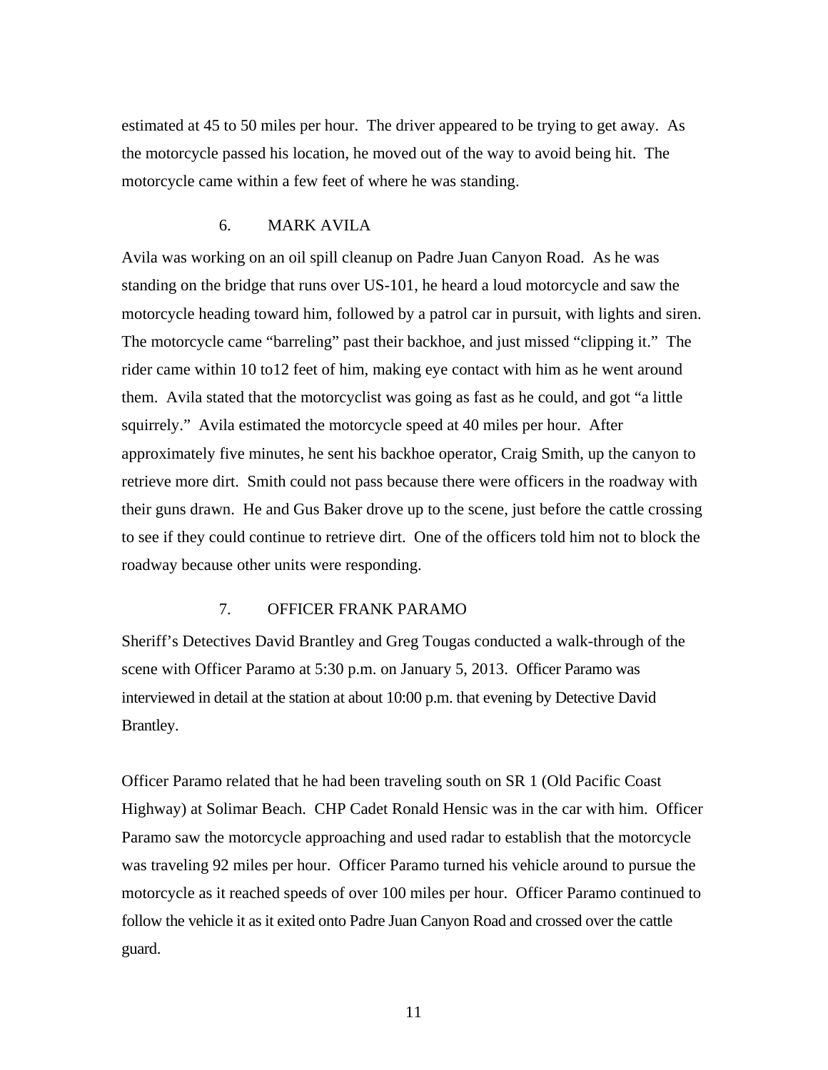estimated at 45 to 50 miles per hour. The driver appeared to be trying to get away. As the motorcycle passed his location, he moved out of the way to avoid being hit. The motorcycle came within a few feet of where he was standing.

### 6. MARK AVILA

Avila was working on an oil spill cleanup on Padre Juan Canyon Road. As he was standing on the bridge that runs over US-101, he heard a loud motorcycle and saw the motorcycle heading toward him, followed by a patrol car in pursuit, with lights and siren. The motorcycle came "barreling" past their backhoe, and just missed "clipping it." The rider came within 10 to12 feet of him, making eye contact with him as he went around them. Avila stated that the motorcyclist was going as fast as he could, and got "a little squirrely." Avila estimated the motorcycle speed at 40 miles per hour. After approximately five minutes, he sent his backhoe operator, Craig Smith, up the canyon to retrieve more dirt. Smith could not pass because there were officers in the roadway with their guns drawn. He and Gus Baker drove up to the scene, just before the cattle crossing to see if they could continue to retrieve dirt. One of the officers told him not to block the roadway because other units were responding.

### 7. OFFICER FRANK PARAMO

Sheriff's Detectives David Brantley and Greg Tougas conducted a walk-through of the scene with Officer Paramo at 5:30 p.m. on January 5, 2013. Officer Paramo was interviewed in detail at the station at about 10:00 p.m. that evening by Detective David Brantley.

Officer Paramo related that he had been traveling south on SR 1 (Old Pacific Coast Highway) at Solimar Beach. CHP Cadet Ronald Hensic was in the car with him. Officer Paramo saw the motorcycle approaching and used radar to establish that the motorcycle was traveling 92 miles per hour. Officer Paramo turned his vehicle around to pursue the motorcycle as it reached speeds of over 100 miles per hour. Officer Paramo continued to follow the vehicle it as it exited onto Padre Juan Canyon Road and crossed over the cattle guard.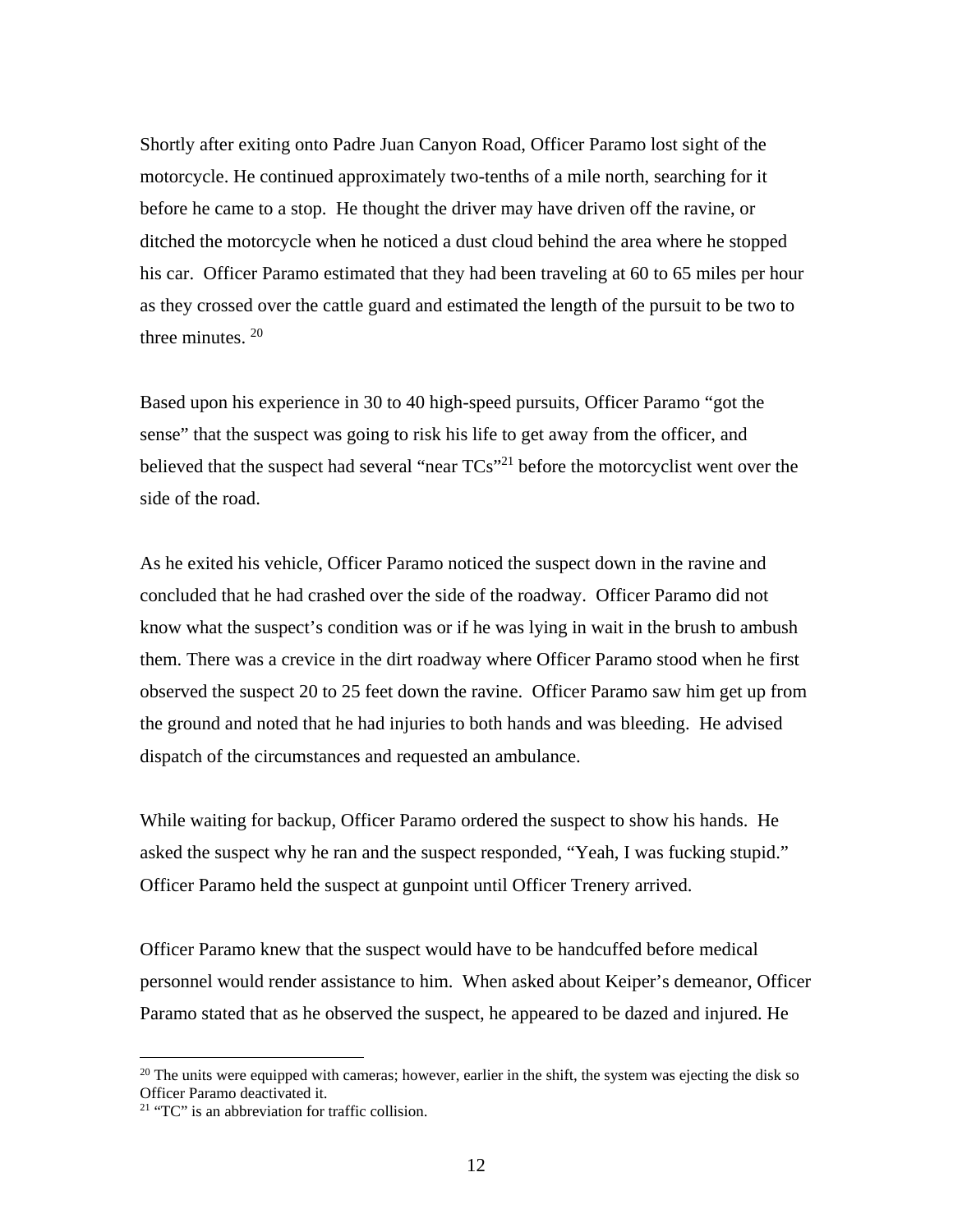Shortly after exiting onto Padre Juan Canyon Road, Officer Paramo lost sight of the motorcycle. He continued approximately two-tenths of a mile north, searching for it before he came to a stop. He thought the driver may have driven off the ravine, or ditched the motorcycle when he noticed a dust cloud behind the area where he stopped his car. Officer Paramo estimated that they had been traveling at 60 to 65 miles per hour as they crossed over the cattle guard and estimated the length of the pursuit to be two to three minutes. [20]

Based upon his experience in 30 to 40 high-speed pursuits, Officer Paramo "got the sense" that the suspect was going to risk his life to get away from the officer, and believed that the suspect had several "near TCs"[21] before the motorcyclist went over the side of the road.

As he exited his vehicle, Officer Paramo noticed the suspect down in the ravine and concluded that he had crashed over the side of the roadway. Officer Paramo did not know what the suspect's condition was or if he was lying in wait in the brush to ambush them. There was a crevice in the dirt roadway where Officer Paramo stood when he first observed the suspect 20 to 25 feet down the ravine. Officer Paramo saw him get up from the ground and noted that he had injuries to both hands and was bleeding. He advised dispatch of the circumstances and requested an ambulance.

While waiting for backup, Officer Paramo ordered the suspect to show his hands. He asked the suspect why he ran and the suspect responded, "Yeah, I was fucking stupid." Officer Paramo held the suspect at gunpoint until Officer Trenery arrived.

Officer Paramo knew that the suspect would have to be handcuffed before medical personnel would render assistance to him. When asked about Keiper's demeanor, Officer Paramo stated that as he observed the suspect, he appeared to be dazed and injured. He

---

[20] The units were equipped with cameras; however, earlier in the shift, the system was ejecting the disk so Officer Paramo deactivated it.

[21] "TC" is an abbreviation for traffic collision.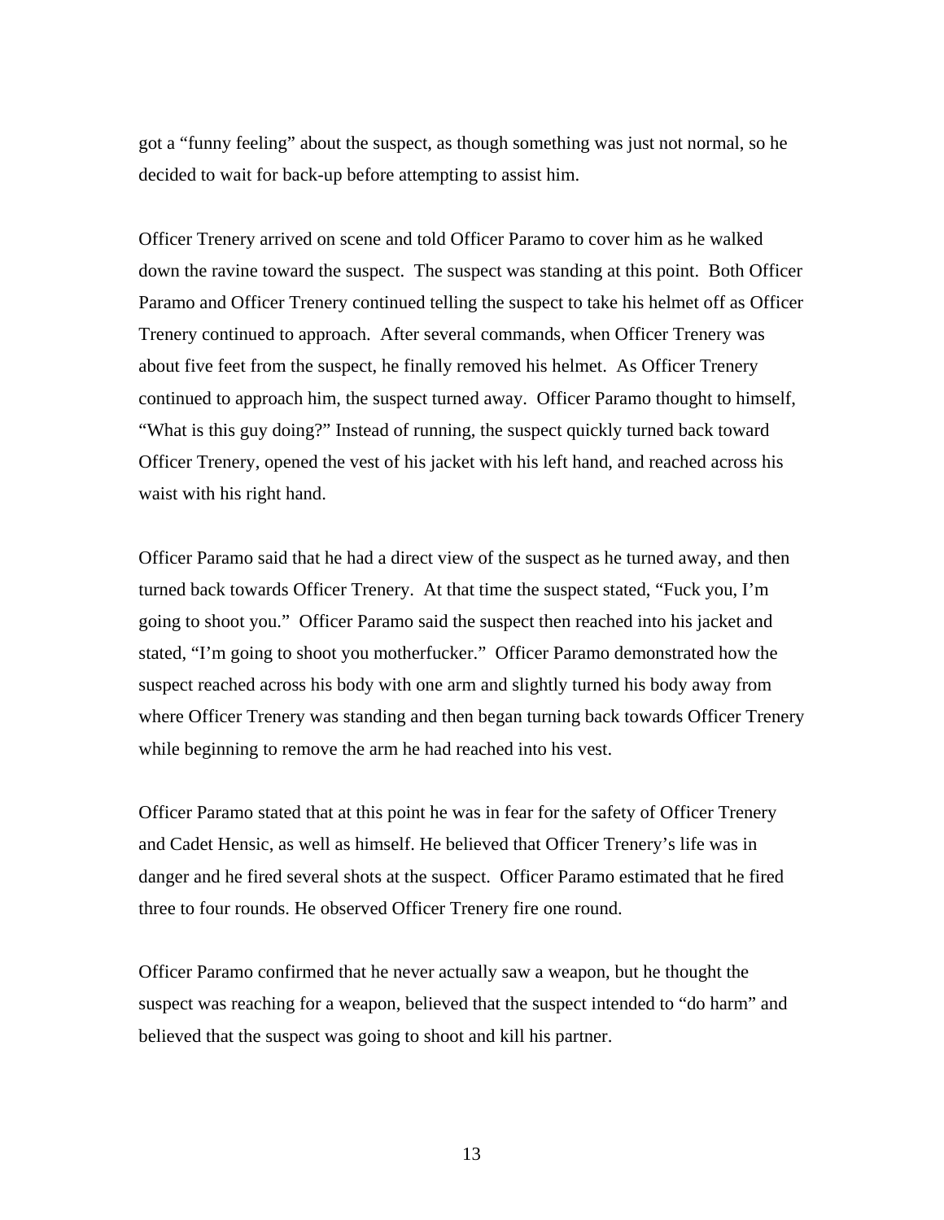got a "funny feeling" about the suspect, as though something was just not normal, so he decided to wait for back-up before attempting to assist him.

Officer Trenery arrived on scene and told Officer Paramo to cover him as he walked down the ravine toward the suspect. The suspect was standing at this point. Both Officer Paramo and Officer Trenery continued telling the suspect to take his helmet off as Officer Trenery continued to approach. After several commands, when Officer Trenery was about five feet from the suspect, he finally removed his helmet. As Officer Trenery continued to approach him, the suspect turned away. Officer Paramo thought to himself, "What is this guy doing?" Instead of running, the suspect quickly turned back toward Officer Trenery, opened the vest of his jacket with his left hand, and reached across his waist with his right hand.

Officer Paramo said that he had a direct view of the suspect as he turned away, and then turned back towards Officer Trenery. At that time the suspect stated, "Fuck you, I'm going to shoot you." Officer Paramo said the suspect then reached into his jacket and stated, "I'm going to shoot you motherfucker." Officer Paramo demonstrated how the suspect reached across his body with one arm and slightly turned his body away from where Officer Trenery was standing and then began turning back towards Officer Trenery while beginning to remove the arm he had reached into his vest.

Officer Paramo stated that at this point he was in fear for the safety of Officer Trenery and Cadet Hensic, as well as himself. He believed that Officer Trenery's life was in danger and he fired several shots at the suspect. Officer Paramo estimated that he fired three to four rounds. He observed Officer Trenery fire one round.

Officer Paramo confirmed that he never actually saw a weapon, but he thought the suspect was reaching for a weapon, believed that the suspect intended to "do harm" and believed that the suspect was going to shoot and kill his partner.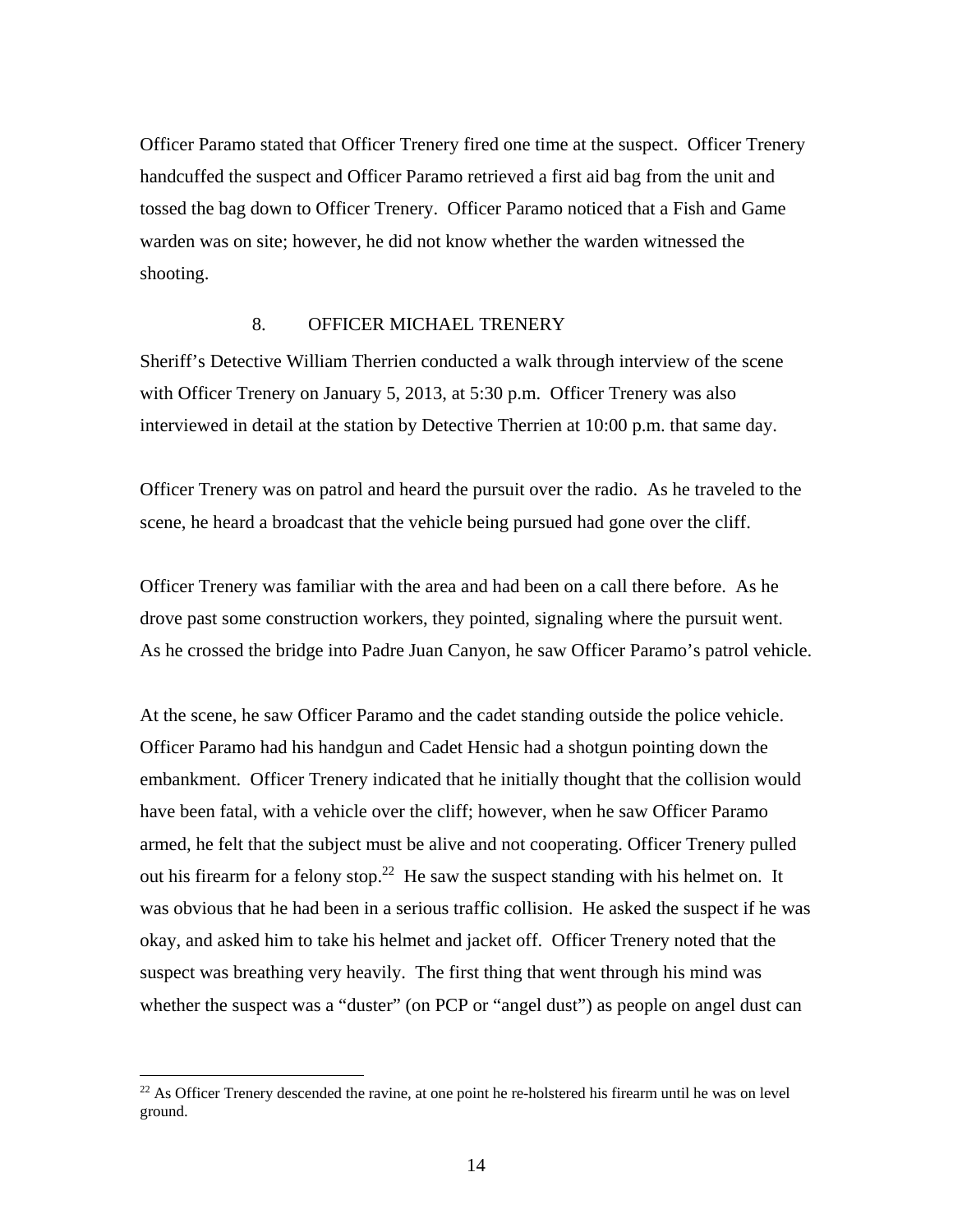Officer Paramo stated that Officer Trenery fired one time at the suspect. Officer Trenery handcuffed the suspect and Officer Paramo retrieved a first aid bag from the unit and tossed the bag down to Officer Trenery. Officer Paramo noticed that a Fish and Game warden was on site; however, he did not know whether the warden witnessed the shooting.

### 8. OFFICER MICHAEL TRENERY

Sheriff's Detective William Therrien conducted a walk through interview of the scene with Officer Trenery on January 5, 2013, at 5:30 p.m. Officer Trenery was also interviewed in detail at the station by Detective Therrien at 10:00 p.m. that same day.

Officer Trenery was on patrol and heard the pursuit over the radio. As he traveled to the scene, he heard a broadcast that the vehicle being pursued had gone over the cliff.

Officer Trenery was familiar with the area and had been on a call there before. As he drove past some construction workers, they pointed, signaling where the pursuit went. As he crossed the bridge into Padre Juan Canyon, he saw Officer Paramo's patrol vehicle.

At the scene, he saw Officer Paramo and the cadet standing outside the police vehicle. Officer Paramo had his handgun and Cadet Hensic had a shotgun pointing down the embankment. Officer Trenery indicated that he initially thought that the collision would have been fatal, with a vehicle over the cliff; however, when he saw Officer Paramo armed, he felt that the subject must be alive and not cooperating. Officer Trenery pulled out his firearm for a felony stop.[22] He saw the suspect standing with his helmet on. It was obvious that he had been in a serious traffic collision. He asked the suspect if he was okay, and asked him to take his helmet and jacket off. Officer Trenery noted that the suspect was breathing very heavily. The first thing that went through his mind was whether the suspect was a "duster" (on PCP or "angel dust") as people on angel dust can

---

[22] As Officer Trenery descended the ravine, at one point he re-holstered his firearm until he was on level ground.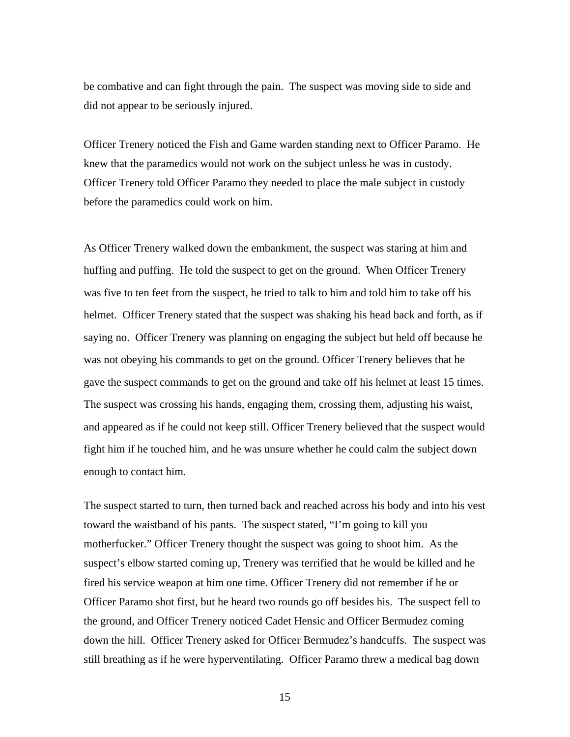be combative and can fight through the pain. The suspect was moving side to side and did not appear to be seriously injured.

Officer Trenery noticed the Fish and Game warden standing next to Officer Paramo. He knew that the paramedics would not work on the subject unless he was in custody. Officer Trenery told Officer Paramo they needed to place the male subject in custody before the paramedics could work on him.

As Officer Trenery walked down the embankment, the suspect was staring at him and huffing and puffing. He told the suspect to get on the ground. When Officer Trenery was five to ten feet from the suspect, he tried to talk to him and told him to take off his helmet. Officer Trenery stated that the suspect was shaking his head back and forth, as if saying no. Officer Trenery was planning on engaging the subject but held off because he was not obeying his commands to get on the ground. Officer Trenery believes that he gave the suspect commands to get on the ground and take off his helmet at least 15 times. The suspect was crossing his hands, engaging them, crossing them, adjusting his waist, and appeared as if he could not keep still. Officer Trenery believed that the suspect would fight him if he touched him, and he was unsure whether he could calm the subject down enough to contact him.

The suspect started to turn, then turned back and reached across his body and into his vest toward the waistband of his pants. The suspect stated, "I'm going to kill you motherfucker." Officer Trenery thought the suspect was going to shoot him. As the suspect's elbow started coming up, Trenery was terrified that he would be killed and he fired his service weapon at him one time. Officer Trenery did not remember if he or Officer Paramo shot first, but he heard two rounds go off besides his. The suspect fell to the ground, and Officer Trenery noticed Cadet Hensic and Officer Bermudez coming down the hill. Officer Trenery asked for Officer Bermudez's handcuffs. The suspect was still breathing as if he were hyperventilating. Officer Paramo threw a medical bag down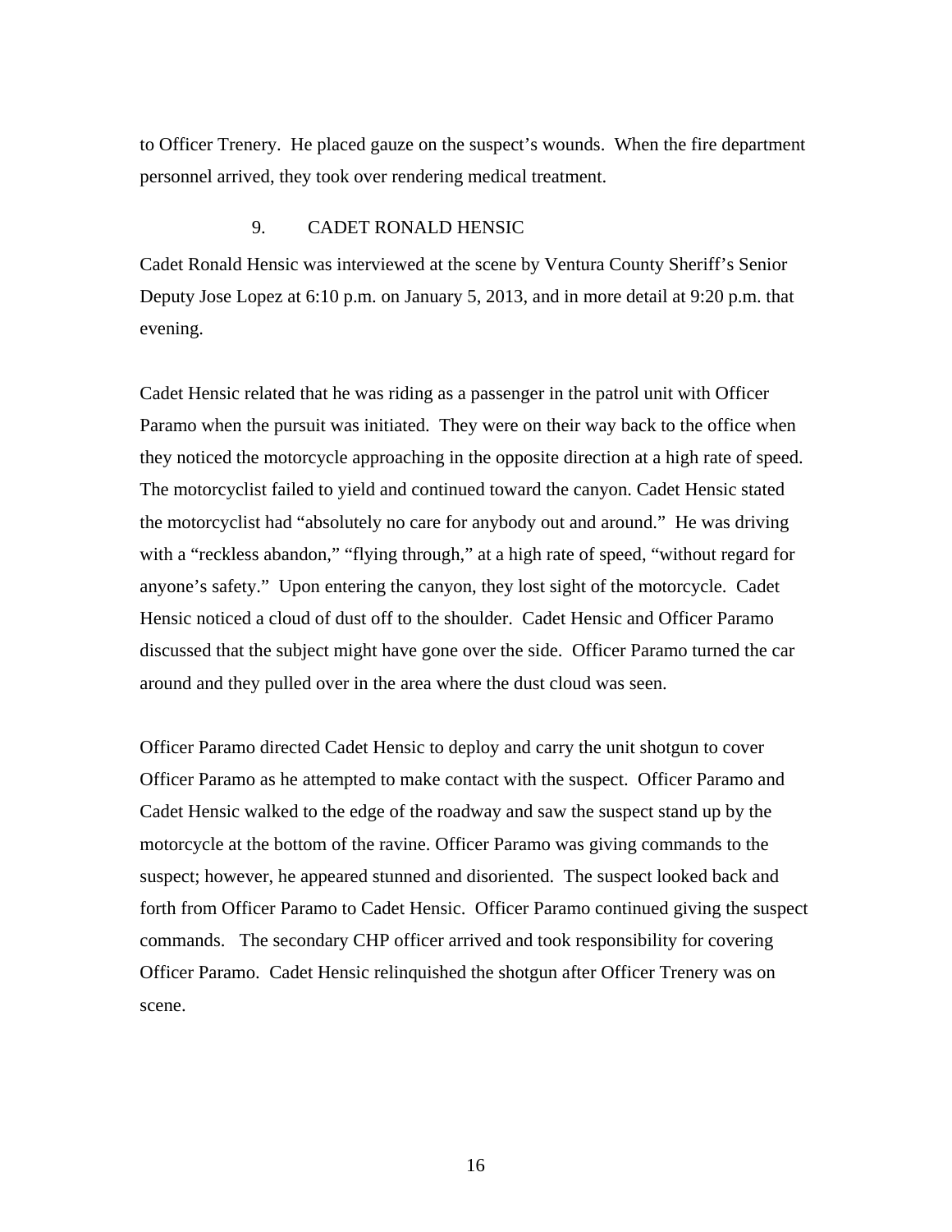to Officer Trenery. He placed gauze on the suspect's wounds. When the fire department personnel arrived, they took over rendering medical treatment.

### 9. CADET RONALD HENSIC

Cadet Ronald Hensic was interviewed at the scene by Ventura County Sheriff's Senior Deputy Jose Lopez at 6:10 p.m. on January 5, 2013, and in more detail at 9:20 p.m. that evening.

Cadet Hensic related that he was riding as a passenger in the patrol unit with Officer Paramo when the pursuit was initiated. They were on their way back to the office when they noticed the motorcycle approaching in the opposite direction at a high rate of speed. The motorcyclist failed to yield and continued toward the canyon. Cadet Hensic stated the motorcyclist had "absolutely no care for anybody out and around." He was driving with a "reckless abandon," "flying through," at a high rate of speed, "without regard for anyone's safety." Upon entering the canyon, they lost sight of the motorcycle. Cadet Hensic noticed a cloud of dust off to the shoulder. Cadet Hensic and Officer Paramo discussed that the subject might have gone over the side. Officer Paramo turned the car around and they pulled over in the area where the dust cloud was seen.

Officer Paramo directed Cadet Hensic to deploy and carry the unit shotgun to cover Officer Paramo as he attempted to make contact with the suspect. Officer Paramo and Cadet Hensic walked to the edge of the roadway and saw the suspect stand up by the motorcycle at the bottom of the ravine. Officer Paramo was giving commands to the suspect; however, he appeared stunned and disoriented. The suspect looked back and forth from Officer Paramo to Cadet Hensic. Officer Paramo continued giving the suspect commands. The secondary CHP officer arrived and took responsibility for covering Officer Paramo. Cadet Hensic relinquished the shotgun after Officer Trenery was on scene.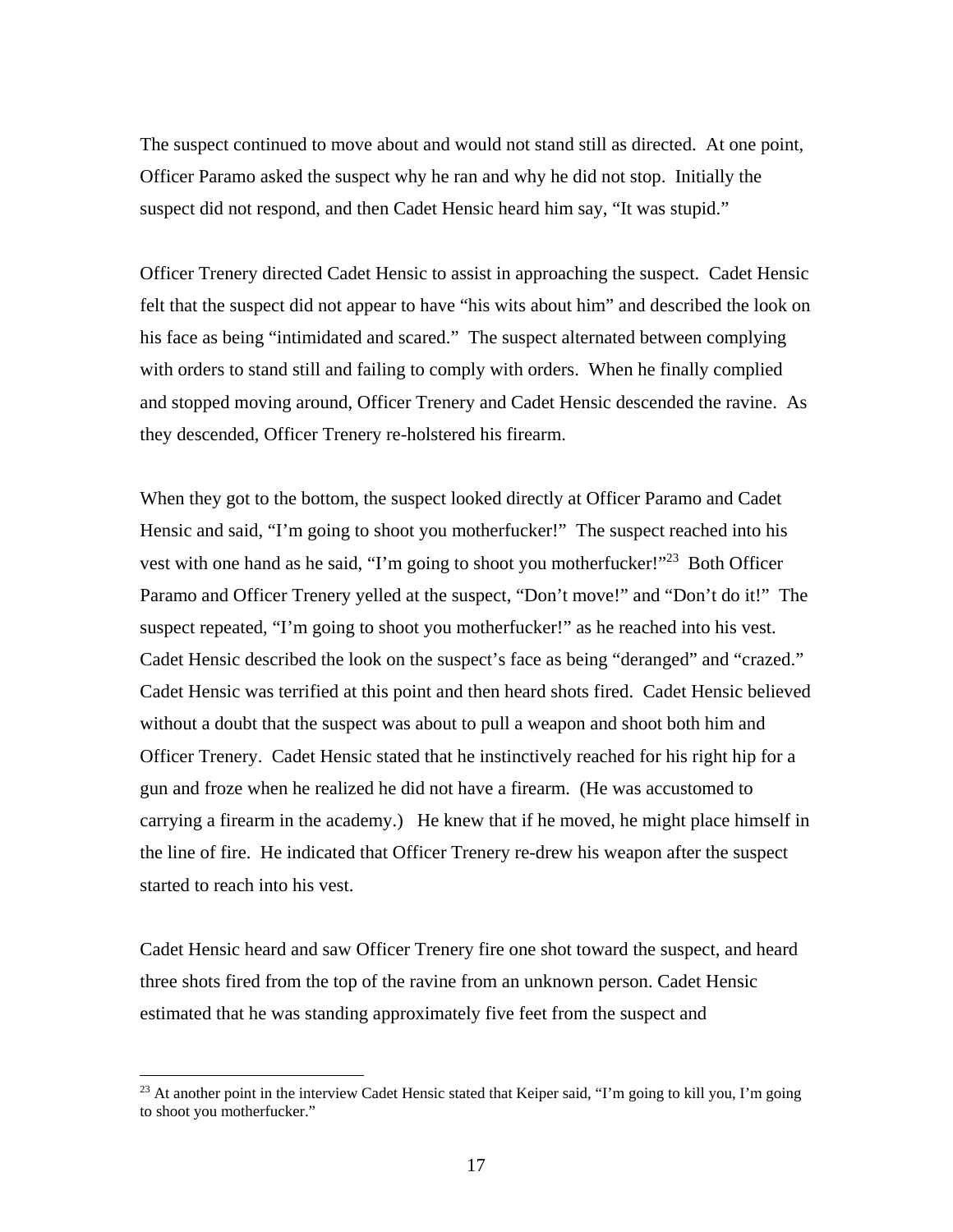The suspect continued to move about and would not stand still as directed. At one point, Officer Paramo asked the suspect why he ran and why he did not stop. Initially the suspect did not respond, and then Cadet Hensic heard him say, "It was stupid."

Officer Trenery directed Cadet Hensic to assist in approaching the suspect. Cadet Hensic felt that the suspect did not appear to have "his wits about him" and described the look on his face as being "intimidated and scared." The suspect alternated between complying with orders to stand still and failing to comply with orders. When he finally complied and stopped moving around, Officer Trenery and Cadet Hensic descended the ravine. As they descended, Officer Trenery re-holstered his firearm.

When they got to the bottom, the suspect looked directly at Officer Paramo and Cadet Hensic and said, "I'm going to shoot you motherfucker!" The suspect reached into his vest with one hand as he said, "I'm going to shoot you motherfucker!"[23] Both Officer Paramo and Officer Trenery yelled at the suspect, "Don't move!" and "Don't do it!" The suspect repeated, "I'm going to shoot you motherfucker!" as he reached into his vest. Cadet Hensic described the look on the suspect's face as being "deranged" and "crazed." Cadet Hensic was terrified at this point and then heard shots fired. Cadet Hensic believed without a doubt that the suspect was about to pull a weapon and shoot both him and Officer Trenery. Cadet Hensic stated that he instinctively reached for his right hip for a gun and froze when he realized he did not have a firearm. (He was accustomed to carrying a firearm in the academy.) He knew that if he moved, he might place himself in the line of fire. He indicated that Officer Trenery re-drew his weapon after the suspect started to reach into his vest.

Cadet Hensic heard and saw Officer Trenery fire one shot toward the suspect, and heard three shots fired from the top of the ravine from an unknown person. Cadet Hensic estimated that he was standing approximately five feet from the suspect and

---

[23] At another point in the interview Cadet Hensic stated that Keiper said, "I'm going to kill you, I'm going to shoot you motherfucker."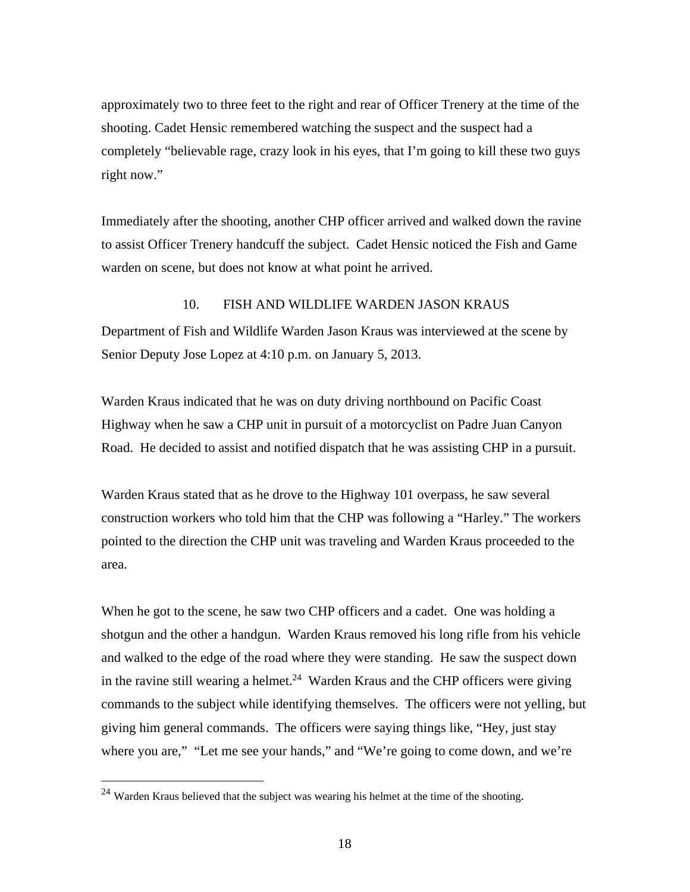approximately two to three feet to the right and rear of Officer Trenery at the time of the shooting. Cadet Hensic remembered watching the suspect and the suspect had a completely "believable rage, crazy look in his eyes, that I'm going to kill these two guys right now."

Immediately after the shooting, another CHP officer arrived and walked down the ravine to assist Officer Trenery handcuff the subject. Cadet Hensic noticed the Fish and Game warden on scene, but does not know at what point he arrived.

### 10. FISH AND WILDLIFE WARDEN JASON KRAUS

Department of Fish and Wildlife Warden Jason Kraus was interviewed at the scene by Senior Deputy Jose Lopez at 4:10 p.m. on January 5, 2013.

Warden Kraus indicated that he was on duty driving northbound on Pacific Coast Highway when he saw a CHP unit in pursuit of a motorcyclist on Padre Juan Canyon Road. He decided to assist and notified dispatch that he was assisting CHP in a pursuit.

Warden Kraus stated that as he drove to the Highway 101 overpass, he saw several construction workers who told him that the CHP was following a "Harley." The workers pointed to the direction the CHP unit was traveling and Warden Kraus proceeded to the area.

When he got to the scene, he saw two CHP officers and a cadet. One was holding a shotgun and the other a handgun. Warden Kraus removed his long rifle from his vehicle and walked to the edge of the road where they were standing. He saw the suspect down in the ravine still wearing a helmet.[24] Warden Kraus and the CHP officers were giving commands to the subject while identifying themselves. The officers were not yelling, but giving him general commands. The officers were saying things like, "Hey, just stay where you are," "Let me see your hands," and "We're going to come down, and we're

[24] Warden Kraus believed that the subject was wearing his helmet at the time of the shooting.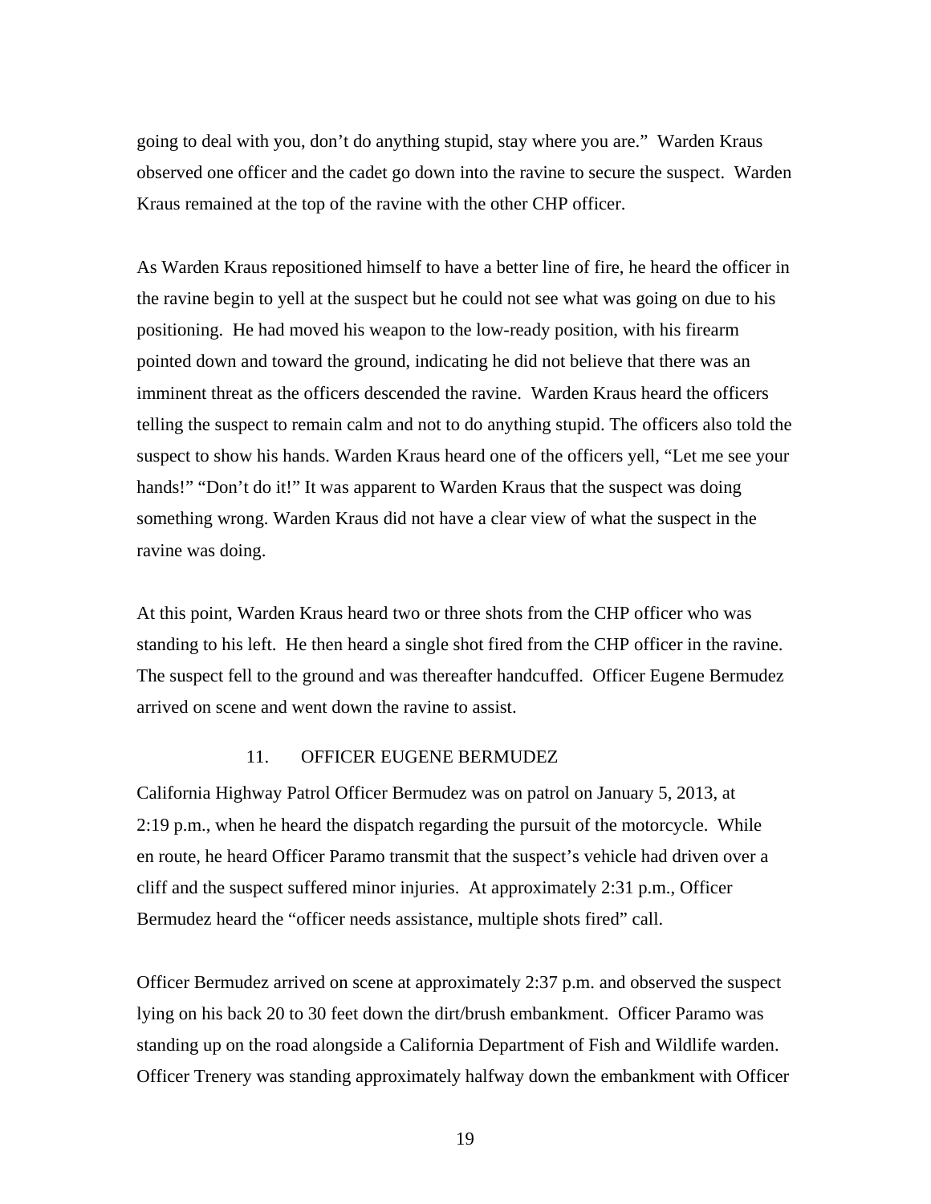going to deal with you, don't do anything stupid, stay where you are." Warden Kraus observed one officer and the cadet go down into the ravine to secure the suspect. Warden Kraus remained at the top of the ravine with the other CHP officer.

As Warden Kraus repositioned himself to have a better line of fire, he heard the officer in the ravine begin to yell at the suspect but he could not see what was going on due to his positioning. He had moved his weapon to the low-ready position, with his firearm pointed down and toward the ground, indicating he did not believe that there was an imminent threat as the officers descended the ravine. Warden Kraus heard the officers telling the suspect to remain calm and not to do anything stupid. The officers also told the suspect to show his hands. Warden Kraus heard one of the officers yell, "Let me see your hands!" "Don't do it!" It was apparent to Warden Kraus that the suspect was doing something wrong. Warden Kraus did not have a clear view of what the suspect in the ravine was doing.

At this point, Warden Kraus heard two or three shots from the CHP officer who was standing to his left. He then heard a single shot fired from the CHP officer in the ravine. The suspect fell to the ground and was thereafter handcuffed. Officer Eugene Bermudez arrived on scene and went down the ravine to assist.

### 11. OFFICER EUGENE BERMUDEZ

California Highway Patrol Officer Bermudez was on patrol on January 5, 2013, at 2:19 p.m., when he heard the dispatch regarding the pursuit of the motorcycle. While en route, he heard Officer Paramo transmit that the suspect's vehicle had driven over a cliff and the suspect suffered minor injuries. At approximately 2:31 p.m., Officer Bermudez heard the "officer needs assistance, multiple shots fired" call.

Officer Bermudez arrived on scene at approximately 2:37 p.m. and observed the suspect lying on his back 20 to 30 feet down the dirt/brush embankment. Officer Paramo was standing up on the road alongside a California Department of Fish and Wildlife warden. Officer Trenery was standing approximately halfway down the embankment with Officer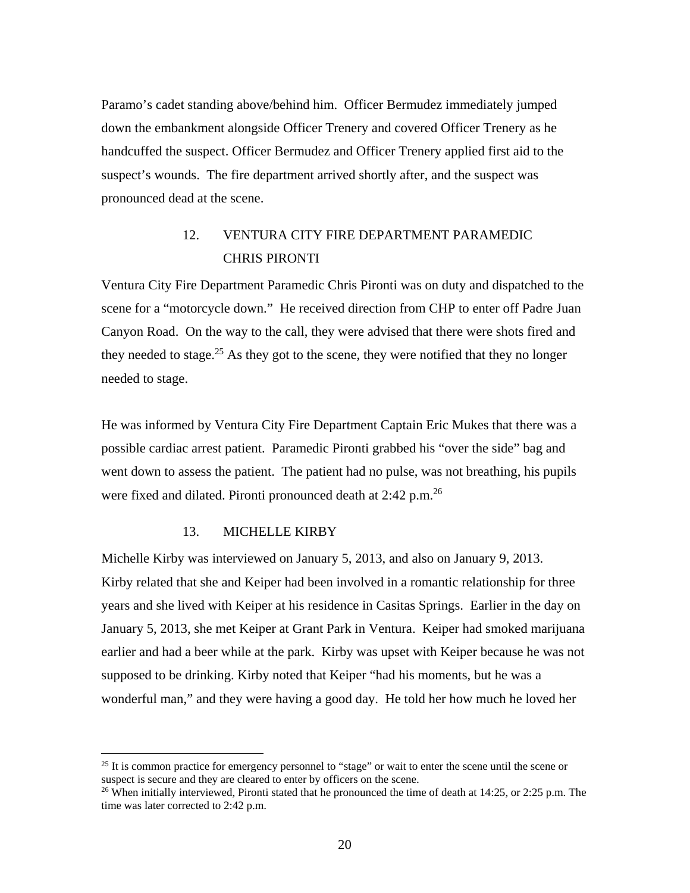Paramo's cadet standing above/behind him. Officer Bermudez immediately jumped down the embankment alongside Officer Trenery and covered Officer Trenery as he handcuffed the suspect. Officer Bermudez and Officer Trenery applied first aid to the suspect's wounds. The fire department arrived shortly after, and the suspect was pronounced dead at the scene.

### 12. VENTURA CITY FIRE DEPARTMENT PARAMEDIC CHRIS PIRONTI

Ventura City Fire Department Paramedic Chris Pironti was on duty and dispatched to the scene for a "motorcycle down." He received direction from CHP to enter off Padre Juan Canyon Road. On the way to the call, they were advised that there were shots fired and they needed to stage.[25] As they got to the scene, they were notified that they no longer needed to stage.

He was informed by Ventura City Fire Department Captain Eric Mukes that there was a possible cardiac arrest patient. Paramedic Pironti grabbed his "over the side" bag and went down to assess the patient. The patient had no pulse, was not breathing, his pupils were fixed and dilated. Pironti pronounced death at 2:42 p.m.[26]

### 13. MICHELLE KIRBY

Michelle Kirby was interviewed on January 5, 2013, and also on January 9, 2013. Kirby related that she and Keiper had been involved in a romantic relationship for three years and she lived with Keiper at his residence in Casitas Springs. Earlier in the day on January 5, 2013, she met Keiper at Grant Park in Ventura. Keiper had smoked marijuana earlier and had a beer while at the park. Kirby was upset with Keiper because he was not supposed to be drinking. Kirby noted that Keiper "had his moments, but he was a wonderful man," and they were having a good day. He told her how much he loved her

---

[25] It is common practice for emergency personnel to "stage" or wait to enter the scene until the scene or suspect is secure and they are cleared to enter by officers on the scene.

[26] When initially interviewed, Pironti stated that he pronounced the time of death at 14:25, or 2:25 p.m. The time was later corrected to 2:42 p.m.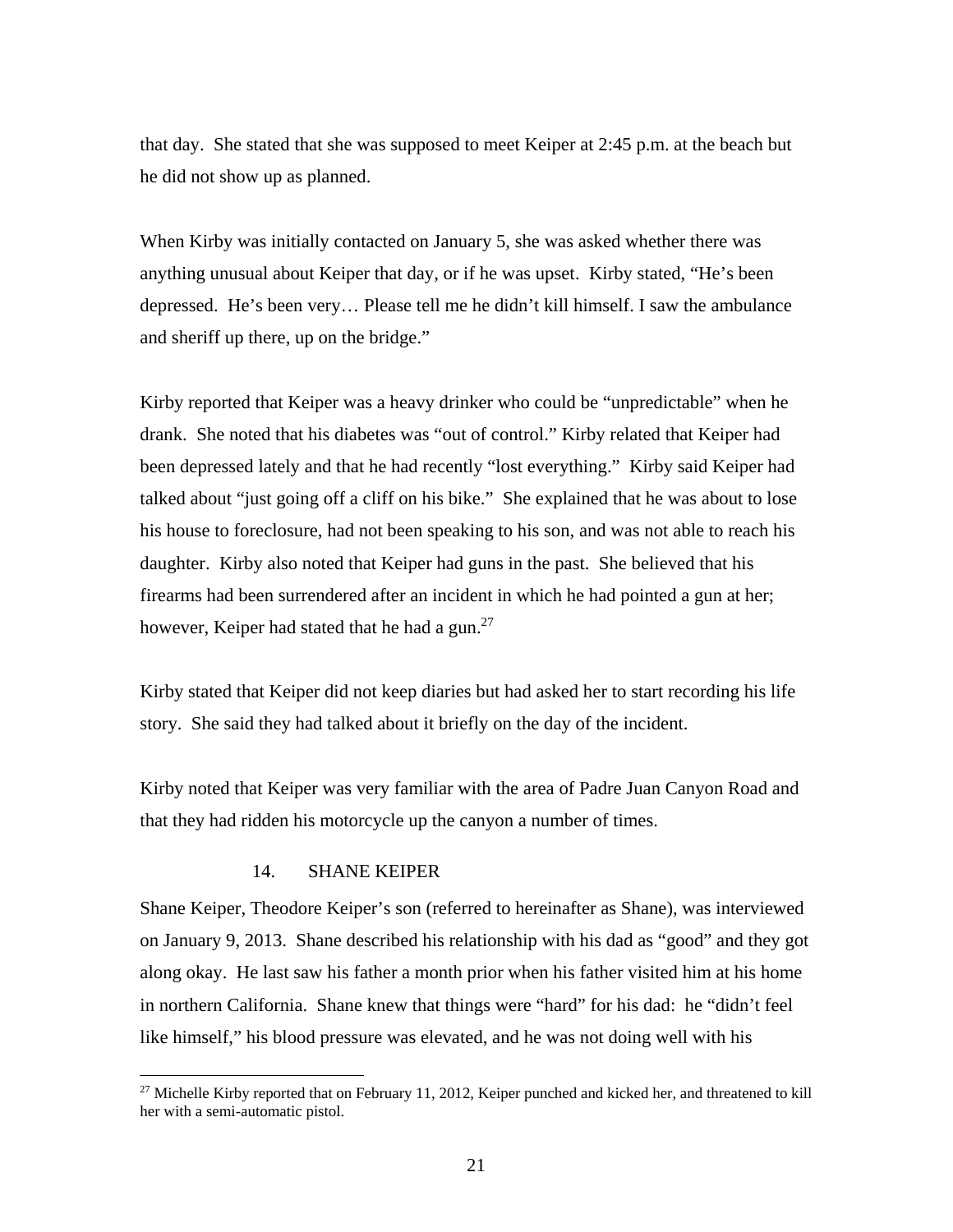that day. She stated that she was supposed to meet Keiper at 2:45 p.m. at the beach but he did not show up as planned.

When Kirby was initially contacted on January 5, she was asked whether there was anything unusual about Keiper that day, or if he was upset. Kirby stated, "He's been depressed. He's been very… Please tell me he didn't kill himself. I saw the ambulance and sheriff up there, up on the bridge."

Kirby reported that Keiper was a heavy drinker who could be "unpredictable" when he drank. She noted that his diabetes was "out of control." Kirby related that Keiper had been depressed lately and that he had recently "lost everything." Kirby said Keiper had talked about "just going off a cliff on his bike." She explained that he was about to lose his house to foreclosure, had not been speaking to his son, and was not able to reach his daughter. Kirby also noted that Keiper had guns in the past. She believed that his firearms had been surrendered after an incident in which he had pointed a gun at her; however, Keiper had stated that he had a gun.[27]

Kirby stated that Keiper did not keep diaries but had asked her to start recording his life story. She said they had talked about it briefly on the day of the incident.

Kirby noted that Keiper was very familiar with the area of Padre Juan Canyon Road and that they had ridden his motorcycle up the canyon a number of times.

### 14. SHANE KEIPER

Shane Keiper, Theodore Keiper's son (referred to hereinafter as Shane), was interviewed on January 9, 2013. Shane described his relationship with his dad as "good" and they got along okay. He last saw his father a month prior when his father visited him at his home in northern California. Shane knew that things were "hard" for his dad: he "didn't feel like himself," his blood pressure was elevated, and he was not doing well with his

---

[27] Michelle Kirby reported that on February 11, 2012, Keiper punched and kicked her, and threatened to kill her with a semi-automatic pistol.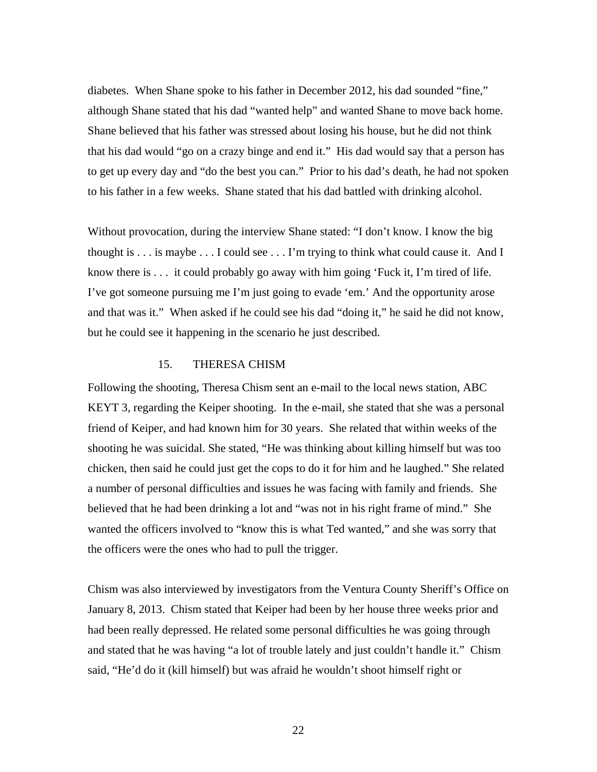diabetes. When Shane spoke to his father in December 2012, his dad sounded "fine," although Shane stated that his dad "wanted help" and wanted Shane to move back home. Shane believed that his father was stressed about losing his house, but he did not think that his dad would "go on a crazy binge and end it." His dad would say that a person has to get up every day and "do the best you can." Prior to his dad's death, he had not spoken to his father in a few weeks. Shane stated that his dad battled with drinking alcohol.

Without provocation, during the interview Shane stated: "I don't know. I know the big thought is . . . is maybe . . . I could see . . . I'm trying to think what could cause it. And I know there is . . . it could probably go away with him going 'Fuck it, I'm tired of life. I've got someone pursuing me I'm just going to evade 'em.' And the opportunity arose and that was it." When asked if he could see his dad "doing it," he said he did not know, but he could see it happening in the scenario he just described.

### 15. THERESA CHISM

Following the shooting, Theresa Chism sent an e-mail to the local news station, ABC KEYT 3, regarding the Keiper shooting. In the e-mail, she stated that she was a personal friend of Keiper, and had known him for 30 years. She related that within weeks of the shooting he was suicidal. She stated, "He was thinking about killing himself but was too chicken, then said he could just get the cops to do it for him and he laughed." She related a number of personal difficulties and issues he was facing with family and friends. She believed that he had been drinking a lot and "was not in his right frame of mind." She wanted the officers involved to "know this is what Ted wanted," and she was sorry that the officers were the ones who had to pull the trigger.

Chism was also interviewed by investigators from the Ventura County Sheriff's Office on January 8, 2013. Chism stated that Keiper had been by her house three weeks prior and had been really depressed. He related some personal difficulties he was going through and stated that he was having "a lot of trouble lately and just couldn't handle it." Chism said, "He'd do it (kill himself) but was afraid he wouldn't shoot himself right or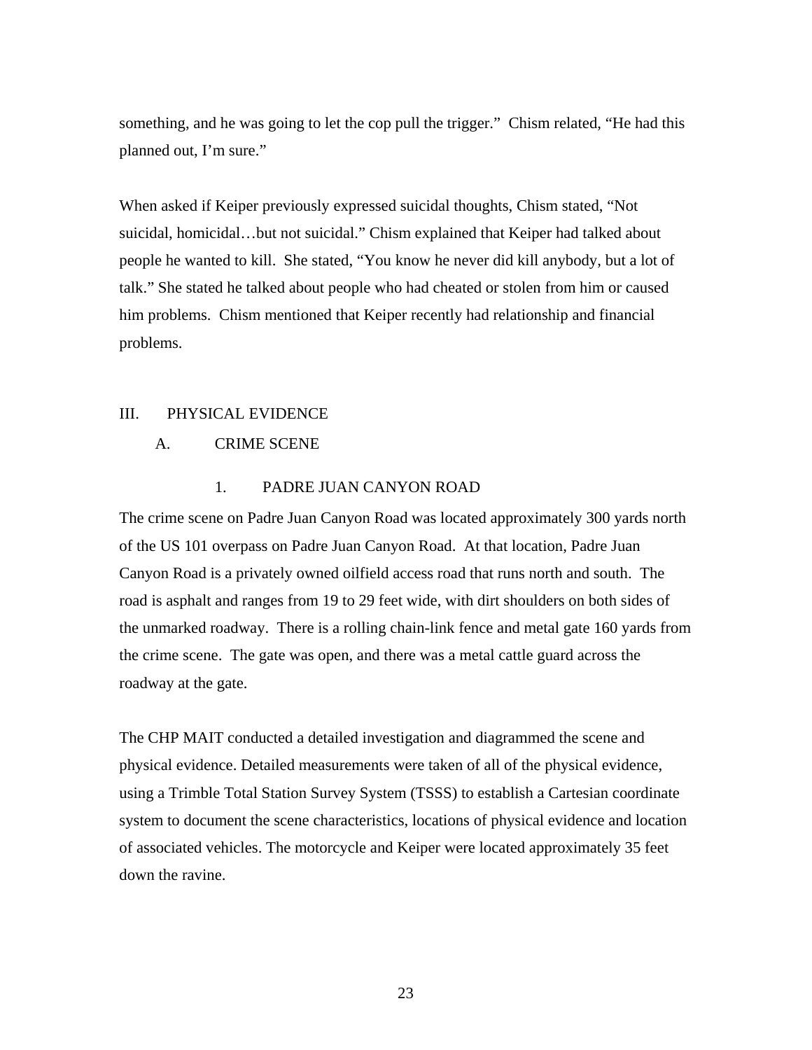something, and he was going to let the cop pull the trigger." Chism related, "He had this planned out, I'm sure."

When asked if Keiper previously expressed suicidal thoughts, Chism stated, "Not suicidal, homicidal…but not suicidal." Chism explained that Keiper had talked about people he wanted to kill. She stated, "You know he never did kill anybody, but a lot of talk." She stated he talked about people who had cheated or stolen from him or caused him problems. Chism mentioned that Keiper recently had relationship and financial problems.

## III. PHYSICAL EVIDENCE

### A. CRIME SCENE

#### 1. PADRE JUAN CANYON ROAD

The crime scene on Padre Juan Canyon Road was located approximately 300 yards north of the US 101 overpass on Padre Juan Canyon Road. At that location, Padre Juan Canyon Road is a privately owned oilfield access road that runs north and south. The road is asphalt and ranges from 19 to 29 feet wide, with dirt shoulders on both sides of the unmarked roadway. There is a rolling chain-link fence and metal gate 160 yards from the crime scene. The gate was open, and there was a metal cattle guard across the roadway at the gate.

The CHP MAIT conducted a detailed investigation and diagrammed the scene and physical evidence. Detailed measurements were taken of all of the physical evidence, using a Trimble Total Station Survey System (TSSS) to establish a Cartesian coordinate system to document the scene characteristics, locations of physical evidence and location of associated vehicles. The motorcycle and Keiper were located approximately 35 feet down the ravine.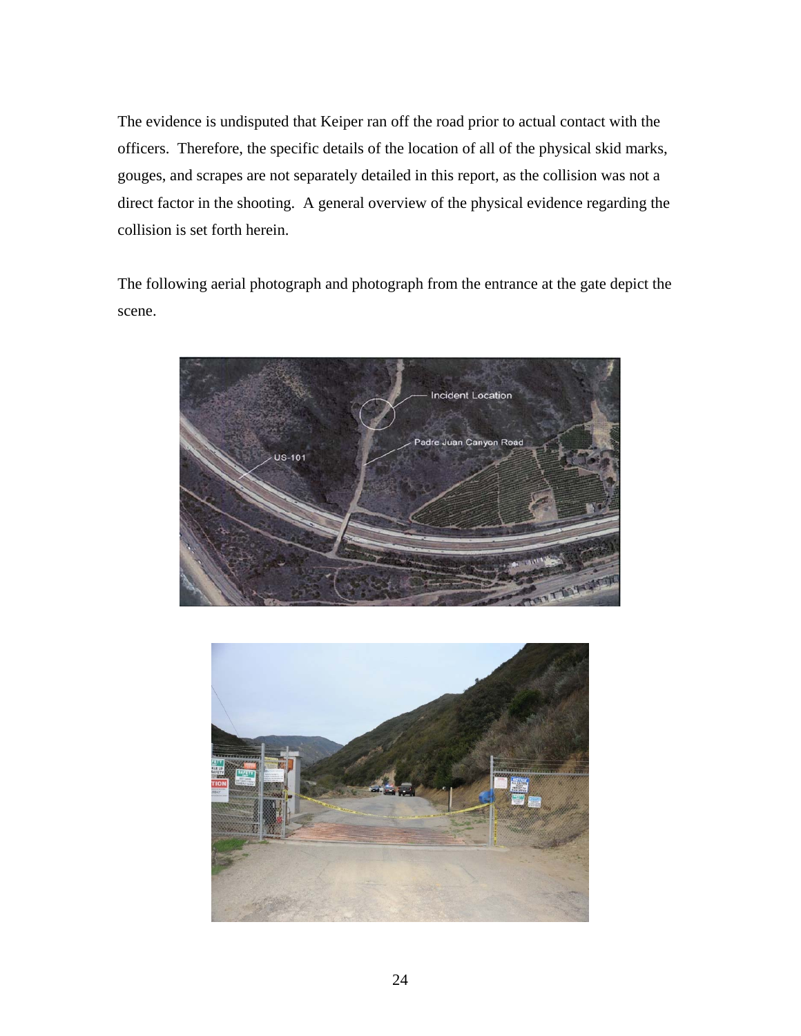The evidence is undisputed that Keiper ran off the road prior to actual contact with the officers. Therefore, the specific details of the location of all of the physical skid marks, gouges, and scrapes are not separately detailed in this report, as the collision was not a direct factor in the shooting. A general overview of the physical evidence regarding the collision is set forth herein.

The following aerial photograph and photograph from the entrance at the gate depict the scene.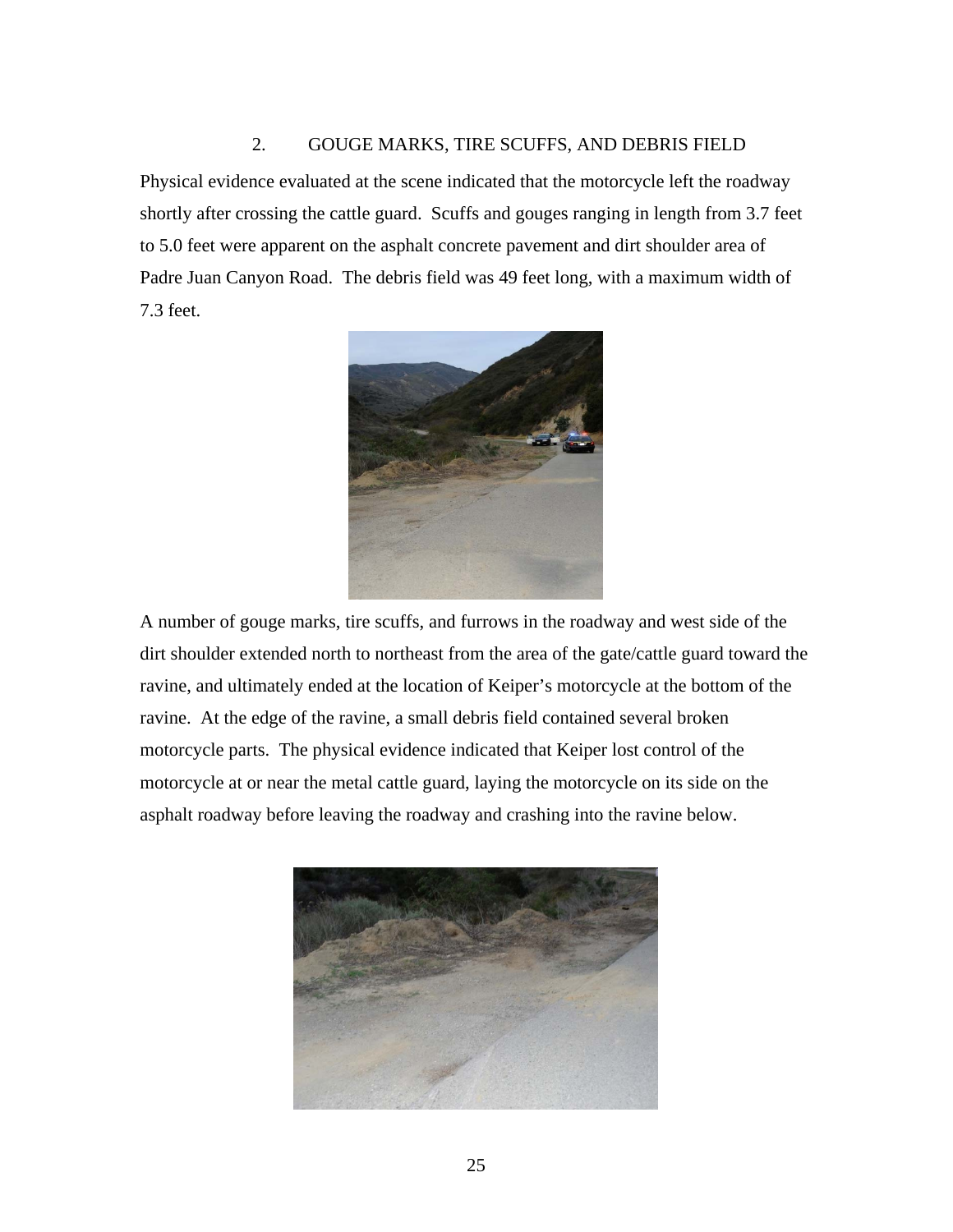## 2. GOUGE MARKS, TIRE SCUFFS, AND DEBRIS FIELD

Physical evidence evaluated at the scene indicated that the motorcycle left the roadway shortly after crossing the cattle guard. Scuffs and gouges ranging in length from 3.7 feet to 5.0 feet were apparent on the asphalt concrete pavement and dirt shoulder area of Padre Juan Canyon Road. The debris field was 49 feet long, with a maximum width of 7.3 feet.

A number of gouge marks, tire scuffs, and furrows in the roadway and west side of the dirt shoulder extended north to northeast from the area of the gate/cattle guard toward the ravine, and ultimately ended at the location of Keiper's motorcycle at the bottom of the ravine. At the edge of the ravine, a small debris field contained several broken motorcycle parts. The physical evidence indicated that Keiper lost control of the motorcycle at or near the metal cattle guard, laying the motorcycle on its side on the asphalt roadway before leaving the roadway and crashing into the ravine below.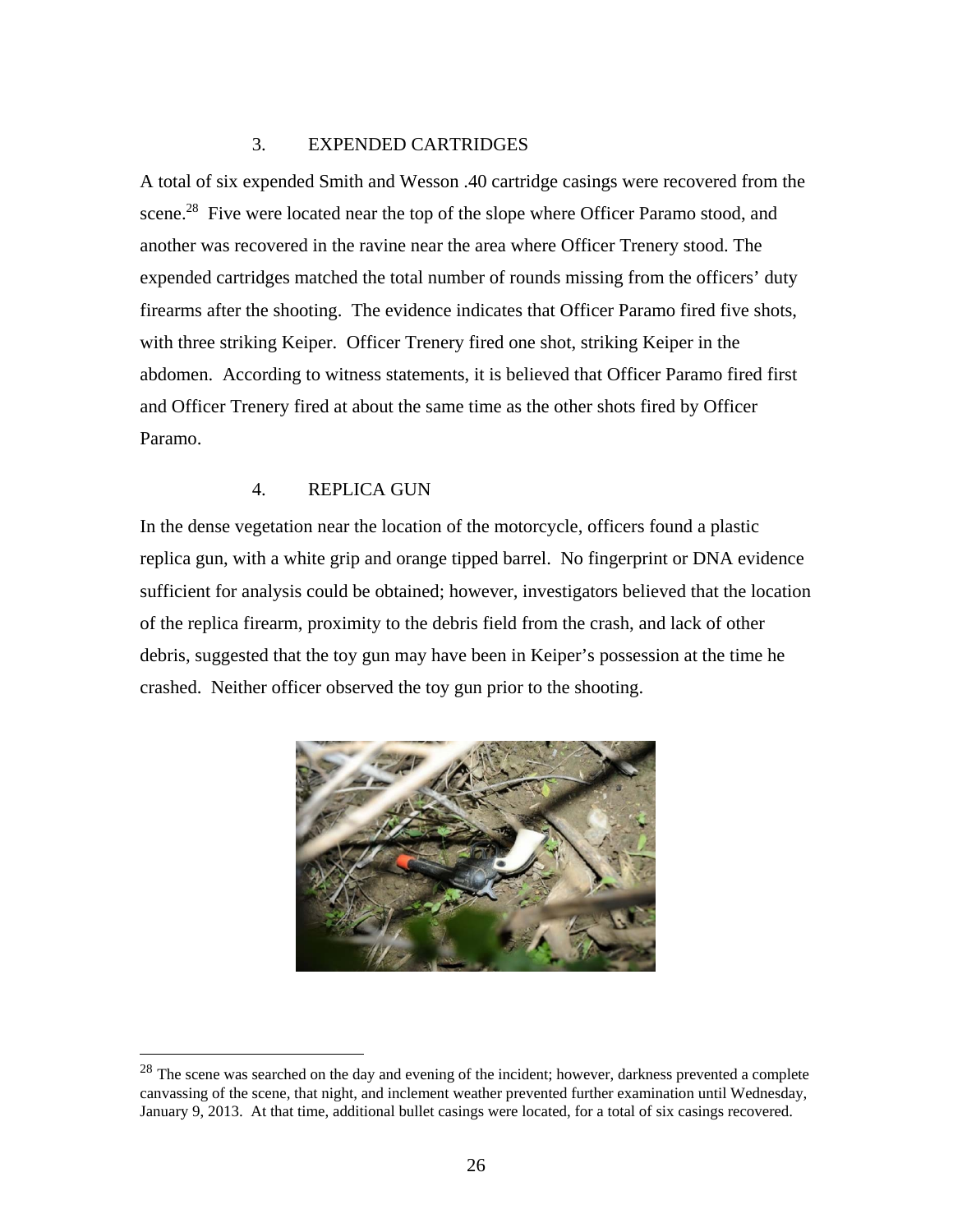### 3. EXPENDED CARTRIDGES

A total of six expended Smith and Wesson .40 cartridge casings were recovered from the scene.[28] Five were located near the top of the slope where Officer Paramo stood, and another was recovered in the ravine near the area where Officer Trenery stood. The expended cartridges matched the total number of rounds missing from the officers' duty firearms after the shooting. The evidence indicates that Officer Paramo fired five shots, with three striking Keiper. Officer Trenery fired one shot, striking Keiper in the abdomen. According to witness statements, it is believed that Officer Paramo fired first and Officer Trenery fired at about the same time as the other shots fired by Officer Paramo.

### 4. REPLICA GUN

In the dense vegetation near the location of the motorcycle, officers found a plastic replica gun, with a white grip and orange tipped barrel. No fingerprint or DNA evidence sufficient for analysis could be obtained; however, investigators believed that the location of the replica firearm, proximity to the debris field from the crash, and lack of other debris, suggested that the toy gun may have been in Keiper's possession at the time he crashed. Neither officer observed the toy gun prior to the shooting.

[28] The scene was searched on the day and evening of the incident; however, darkness prevented a complete canvassing of the scene, that night, and inclement weather prevented further examination until Wednesday, January 9, 2013. At that time, additional bullet casings were located, for a total of six casings recovered.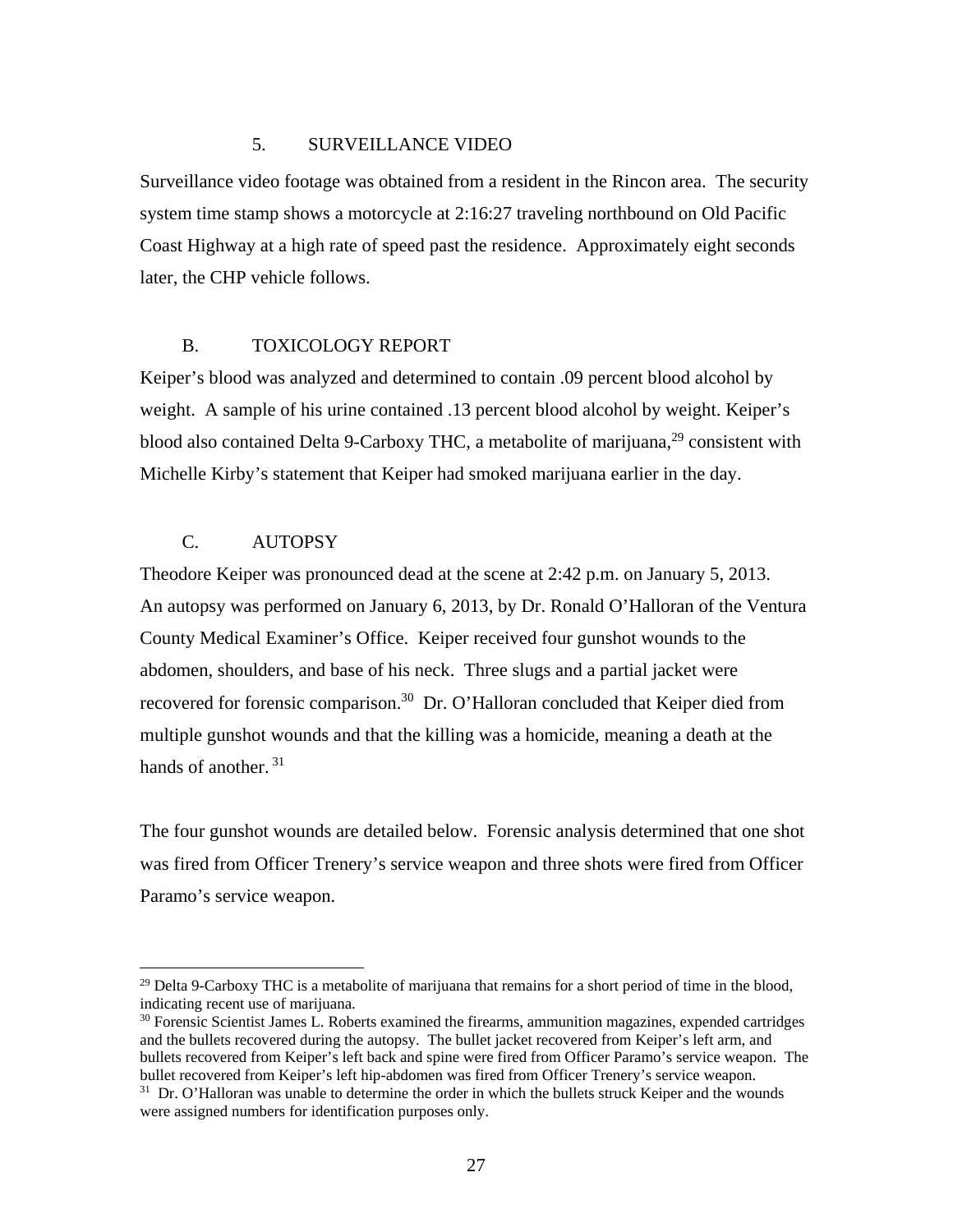#### 5. SURVEILLANCE VIDEO

Surveillance video footage was obtained from a resident in the Rincon area. The security system time stamp shows a motorcycle at 2:16:27 traveling northbound on Old Pacific Coast Highway at a high rate of speed past the residence. Approximately eight seconds later, the CHP vehicle follows.

### B. TOXICOLOGY REPORT

Keiper's blood was analyzed and determined to contain .09 percent blood alcohol by weight. A sample of his urine contained .13 percent blood alcohol by weight. Keiper's blood also contained Delta 9-Carboxy THC, a metabolite of marijuana,[29] consistent with Michelle Kirby's statement that Keiper had smoked marijuana earlier in the day.

### C. AUTOPSY

Theodore Keiper was pronounced dead at the scene at 2:42 p.m. on January 5, 2013. An autopsy was performed on January 6, 2013, by Dr. Ronald O'Halloran of the Ventura County Medical Examiner's Office. Keiper received four gunshot wounds to the abdomen, shoulders, and base of his neck. Three slugs and a partial jacket were recovered for forensic comparison.[30] Dr. O'Halloran concluded that Keiper died from multiple gunshot wounds and that the killing was a homicide, meaning a death at the hands of another.[31]

The four gunshot wounds are detailed below. Forensic analysis determined that one shot was fired from Officer Trenery's service weapon and three shots were fired from Officer Paramo's service weapon.

---

[29] Delta 9-Carboxy THC is a metabolite of marijuana that remains for a short period of time in the blood, indicating recent use of marijuana.

[30] Forensic Scientist James L. Roberts examined the firearms, ammunition magazines, expended cartridges and the bullets recovered during the autopsy. The bullet jacket recovered from Keiper's left arm, and bullets recovered from Keiper's left back and spine were fired from Officer Paramo's service weapon. The bullet recovered from Keiper's left hip-abdomen was fired from Officer Trenery's service weapon.

[31] Dr. O'Halloran was unable to determine the order in which the bullets struck Keiper and the wounds were assigned numbers for identification purposes only.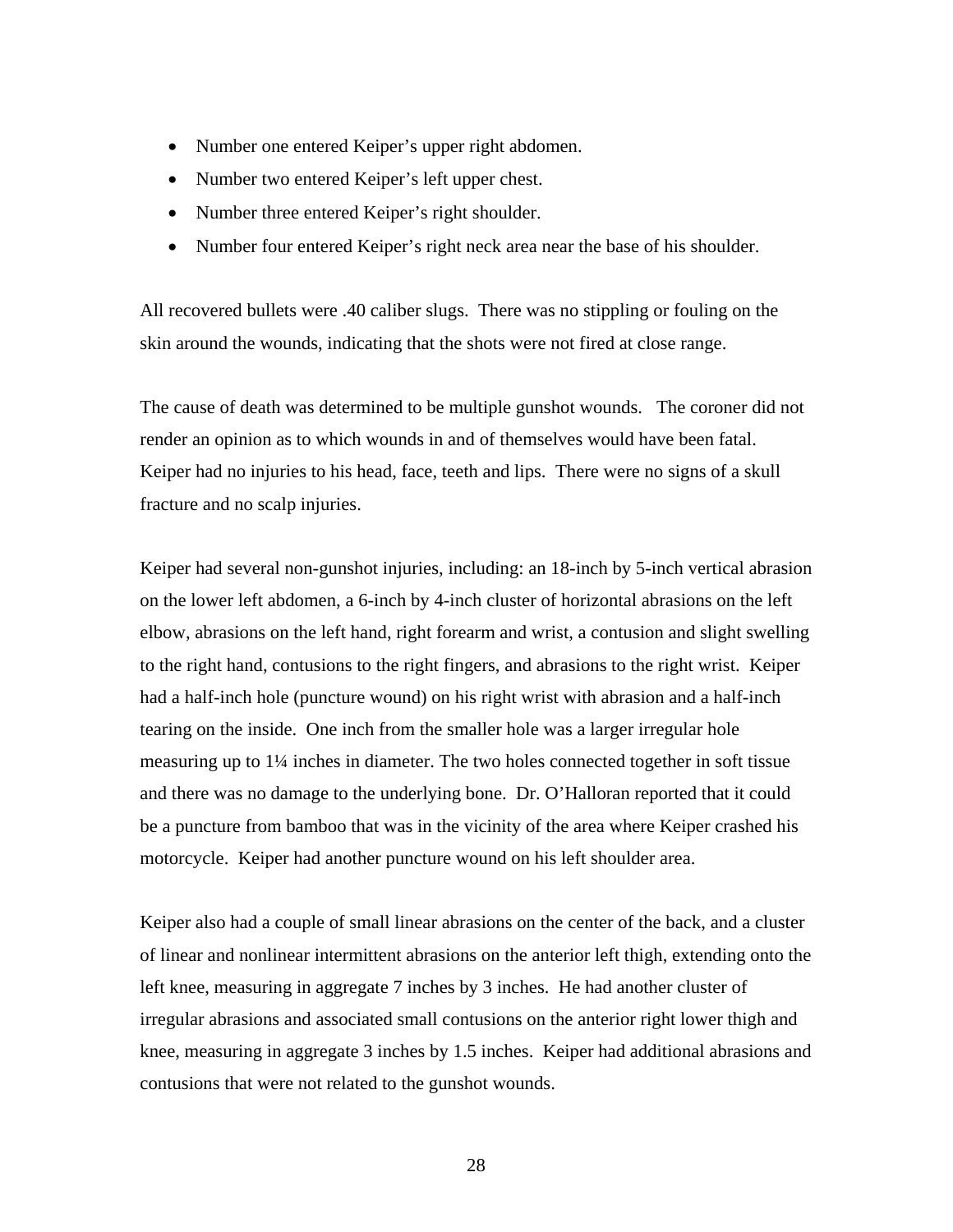- Number one entered Keiper's upper right abdomen.
- Number two entered Keiper's left upper chest.
- Number three entered Keiper's right shoulder.
- Number four entered Keiper's right neck area near the base of his shoulder.

All recovered bullets were .40 caliber slugs. There was no stippling or fouling on the skin around the wounds, indicating that the shots were not fired at close range.

The cause of death was determined to be multiple gunshot wounds. The coroner did not render an opinion as to which wounds in and of themselves would have been fatal. Keiper had no injuries to his head, face, teeth and lips. There were no signs of a skull fracture and no scalp injuries.

Keiper had several non-gunshot injuries, including: an 18-inch by 5-inch vertical abrasion on the lower left abdomen, a 6-inch by 4-inch cluster of horizontal abrasions on the left elbow, abrasions on the left hand, right forearm and wrist, a contusion and slight swelling to the right hand, contusions to the right fingers, and abrasions to the right wrist. Keiper had a half-inch hole (puncture wound) on his right wrist with abrasion and a half-inch tearing on the inside. One inch from the smaller hole was a larger irregular hole measuring up to 1¼ inches in diameter. The two holes connected together in soft tissue and there was no damage to the underlying bone. Dr. O'Halloran reported that it could be a puncture from bamboo that was in the vicinity of the area where Keiper crashed his motorcycle. Keiper had another puncture wound on his left shoulder area.

Keiper also had a couple of small linear abrasions on the center of the back, and a cluster of linear and nonlinear intermittent abrasions on the anterior left thigh, extending onto the left knee, measuring in aggregate 7 inches by 3 inches. He had another cluster of irregular abrasions and associated small contusions on the anterior right lower thigh and knee, measuring in aggregate 3 inches by 1.5 inches. Keiper had additional abrasions and contusions that were not related to the gunshot wounds.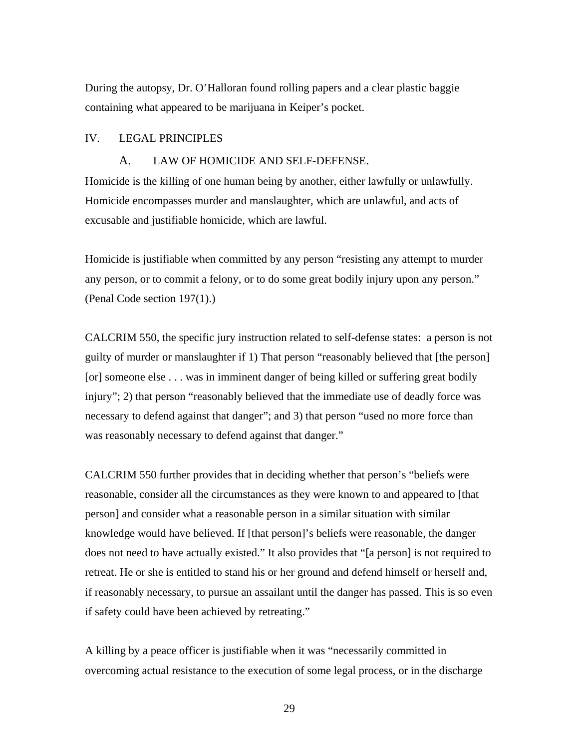During the autopsy, Dr. O'Halloran found rolling papers and a clear plastic baggie containing what appeared to be marijuana in Keiper's pocket.

## IV. LEGAL PRINCIPLES

### A. LAW OF HOMICIDE AND SELF-DEFENSE.

Homicide is the killing of one human being by another, either lawfully or unlawfully. Homicide encompasses murder and manslaughter, which are unlawful, and acts of excusable and justifiable homicide, which are lawful.

Homicide is justifiable when committed by any person "resisting any attempt to murder any person, or to commit a felony, or to do some great bodily injury upon any person." (Penal Code section 197(1).)

CALCRIM 550, the specific jury instruction related to self-defense states: a person is not guilty of murder or manslaughter if 1) That person "reasonably believed that [the person] [or] someone else . . . was in imminent danger of being killed or suffering great bodily injury"; 2) that person "reasonably believed that the immediate use of deadly force was necessary to defend against that danger"; and 3) that person "used no more force than was reasonably necessary to defend against that danger."

CALCRIM 550 further provides that in deciding whether that person's "beliefs were reasonable, consider all the circumstances as they were known to and appeared to [that person] and consider what a reasonable person in a similar situation with similar knowledge would have believed. If [that person]'s beliefs were reasonable, the danger does not need to have actually existed." It also provides that "[a person] is not required to retreat. He or she is entitled to stand his or her ground and defend himself or herself and, if reasonably necessary, to pursue an assailant until the danger has passed. This is so even if safety could have been achieved by retreating."

A killing by a peace officer is justifiable when it was "necessarily committed in overcoming actual resistance to the execution of some legal process, or in the discharge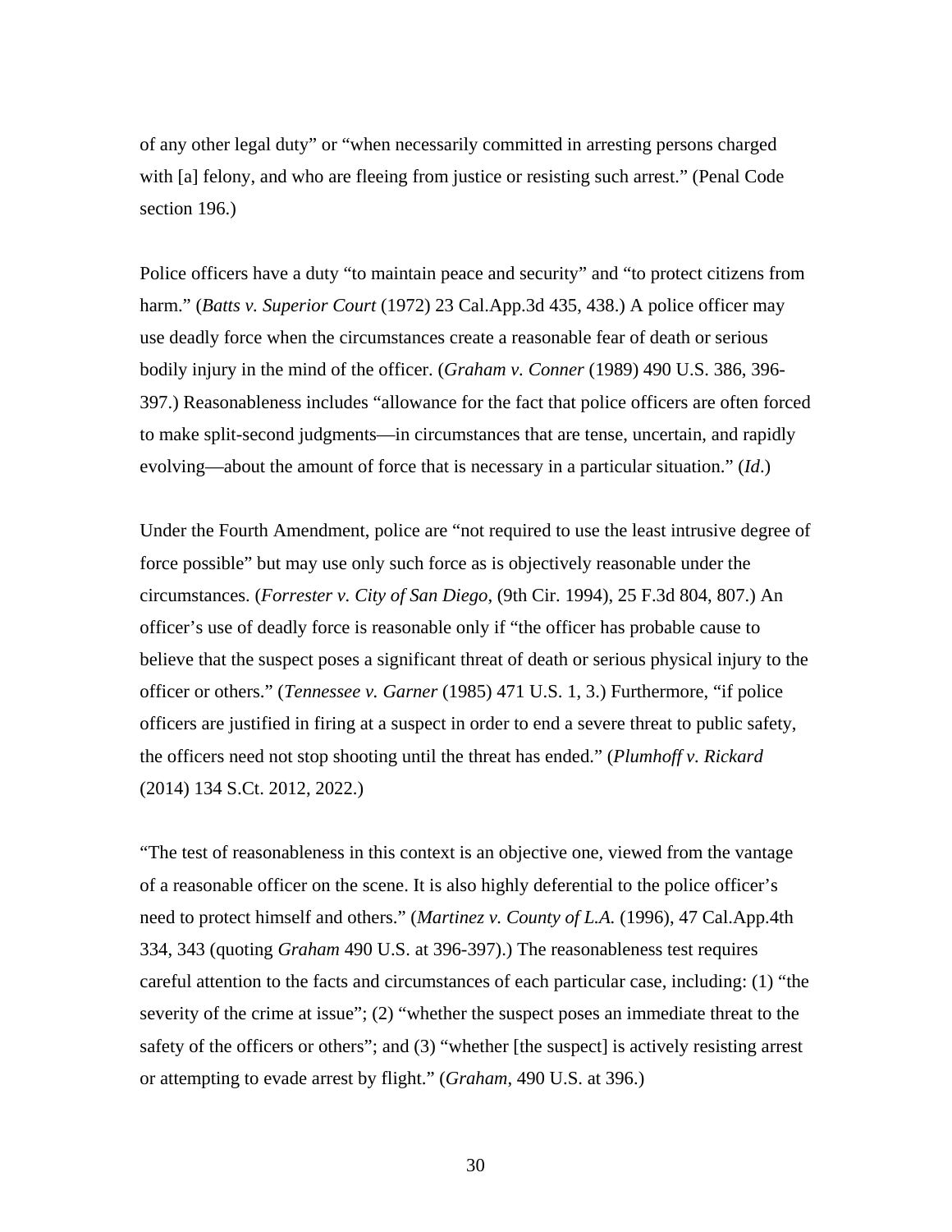of any other legal duty" or "when necessarily committed in arresting persons charged with [a] felony, and who are fleeing from justice or resisting such arrest." (Penal Code section 196.)

Police officers have a duty "to maintain peace and security" and "to protect citizens from harm." (*Batts v. Superior Court* (1972) 23 Cal.App.3d 435, 438.) A police officer may use deadly force when the circumstances create a reasonable fear of death or serious bodily injury in the mind of the officer. (*Graham v. Conner* (1989) 490 U.S. 386, 396-397.) Reasonableness includes "allowance for the fact that police officers are often forced to make split-second judgments—in circumstances that are tense, uncertain, and rapidly evolving—about the amount of force that is necessary in a particular situation." (*Id*.)

Under the Fourth Amendment, police are "not required to use the least intrusive degree of force possible" but may use only such force as is objectively reasonable under the circumstances. (*Forrester v. City of San Diego*, (9th Cir. 1994), 25 F.3d 804, 807.) An officer's use of deadly force is reasonable only if "the officer has probable cause to believe that the suspect poses a significant threat of death or serious physical injury to the officer or others." (*Tennessee v. Garner* (1985) 471 U.S. 1, 3.) Furthermore, "if police officers are justified in firing at a suspect in order to end a severe threat to public safety, the officers need not stop shooting until the threat has ended." (*Plumhoff v. Rickard* (2014) 134 S.Ct. 2012, 2022.)

"The test of reasonableness in this context is an objective one, viewed from the vantage of a reasonable officer on the scene. It is also highly deferential to the police officer's need to protect himself and others." (*Martinez v. County of L.A.* (1996), 47 Cal.App.4th 334, 343 (quoting *Graham* 490 U.S. at 396-397).) The reasonableness test requires careful attention to the facts and circumstances of each particular case, including: (1) "the severity of the crime at issue"; (2) "whether the suspect poses an immediate threat to the safety of the officers or others"; and (3) "whether [the suspect] is actively resisting arrest or attempting to evade arrest by flight." (*Graham*, 490 U.S. at 396.)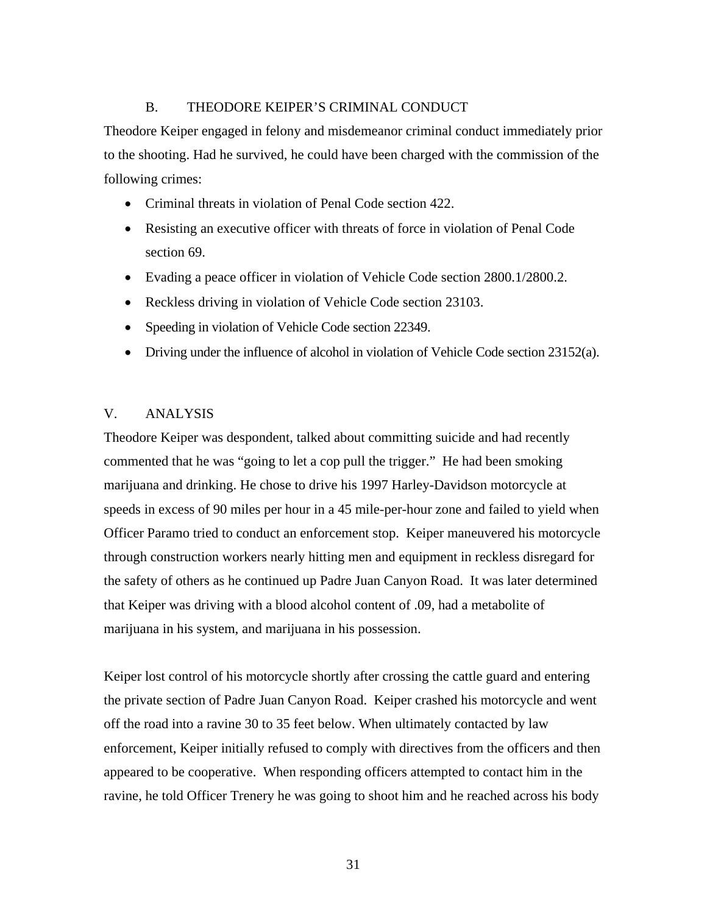### B. THEODORE KEIPER'S CRIMINAL CONDUCT

Theodore Keiper engaged in felony and misdemeanor criminal conduct immediately prior to the shooting. Had he survived, he could have been charged with the commission of the following crimes:

- Criminal threats in violation of Penal Code section 422.
- Resisting an executive officer with threats of force in violation of Penal Code section 69.
- Evading a peace officer in violation of Vehicle Code section 2800.1/2800.2.
- Reckless driving in violation of Vehicle Code section 23103.
- Speeding in violation of Vehicle Code section 22349.
- Driving under the influence of alcohol in violation of Vehicle Code section 23152(a).

## V. ANALYSIS

Theodore Keiper was despondent, talked about committing suicide and had recently commented that he was "going to let a cop pull the trigger." He had been smoking marijuana and drinking. He chose to drive his 1997 Harley-Davidson motorcycle at speeds in excess of 90 miles per hour in a 45 mile-per-hour zone and failed to yield when Officer Paramo tried to conduct an enforcement stop. Keiper maneuvered his motorcycle through construction workers nearly hitting men and equipment in reckless disregard for the safety of others as he continued up Padre Juan Canyon Road. It was later determined that Keiper was driving with a blood alcohol content of .09, had a metabolite of marijuana in his system, and marijuana in his possession.

Keiper lost control of his motorcycle shortly after crossing the cattle guard and entering the private section of Padre Juan Canyon Road. Keiper crashed his motorcycle and went off the road into a ravine 30 to 35 feet below. When ultimately contacted by law enforcement, Keiper initially refused to comply with directives from the officers and then appeared to be cooperative. When responding officers attempted to contact him in the ravine, he told Officer Trenery he was going to shoot him and he reached across his body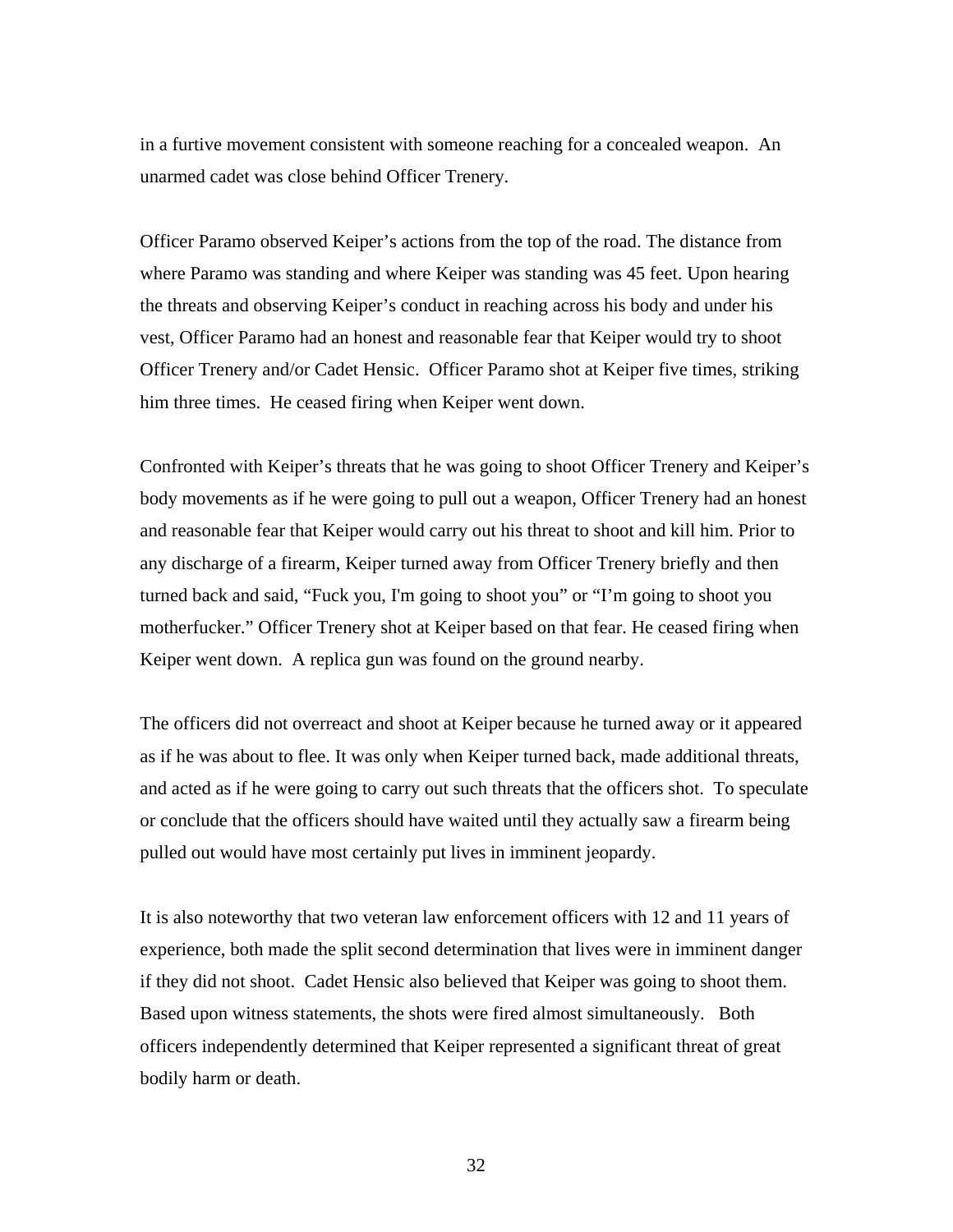in a furtive movement consistent with someone reaching for a concealed weapon. An unarmed cadet was close behind Officer Trenery.

Officer Paramo observed Keiper's actions from the top of the road. The distance from where Paramo was standing and where Keiper was standing was 45 feet. Upon hearing the threats and observing Keiper's conduct in reaching across his body and under his vest, Officer Paramo had an honest and reasonable fear that Keiper would try to shoot Officer Trenery and/or Cadet Hensic. Officer Paramo shot at Keiper five times, striking him three times. He ceased firing when Keiper went down.

Confronted with Keiper's threats that he was going to shoot Officer Trenery and Keiper's body movements as if he were going to pull out a weapon, Officer Trenery had an honest and reasonable fear that Keiper would carry out his threat to shoot and kill him. Prior to any discharge of a firearm, Keiper turned away from Officer Trenery briefly and then turned back and said, "Fuck you, I'm going to shoot you" or "I'm going to shoot you motherfucker." Officer Trenery shot at Keiper based on that fear. He ceased firing when Keiper went down. A replica gun was found on the ground nearby.

The officers did not overreact and shoot at Keiper because he turned away or it appeared as if he was about to flee. It was only when Keiper turned back, made additional threats, and acted as if he were going to carry out such threats that the officers shot. To speculate or conclude that the officers should have waited until they actually saw a firearm being pulled out would have most certainly put lives in imminent jeopardy.

It is also noteworthy that two veteran law enforcement officers with 12 and 11 years of experience, both made the split second determination that lives were in imminent danger if they did not shoot. Cadet Hensic also believed that Keiper was going to shoot them. Based upon witness statements, the shots were fired almost simultaneously. Both officers independently determined that Keiper represented a significant threat of great bodily harm or death.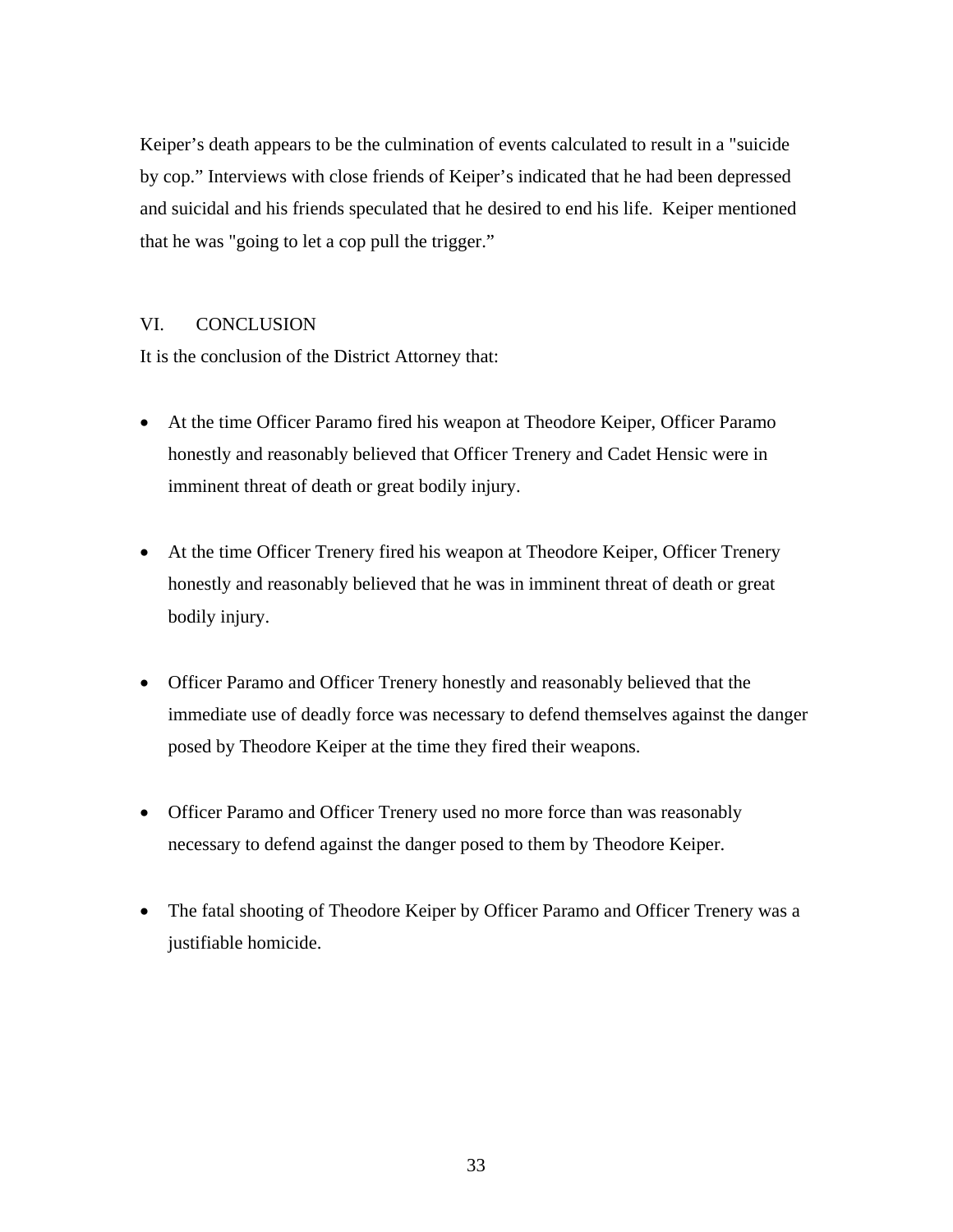Keiper's death appears to be the culmination of events calculated to result in a "suicide by cop." Interviews with close friends of Keiper's indicated that he had been depressed and suicidal and his friends speculated that he desired to end his life. Keiper mentioned that he was "going to let a cop pull the trigger."

## VI. CONCLUSION

It is the conclusion of the District Attorney that:

- At the time Officer Paramo fired his weapon at Theodore Keiper, Officer Paramo honestly and reasonably believed that Officer Trenery and Cadet Hensic were in imminent threat of death or great bodily injury.

- At the time Officer Trenery fired his weapon at Theodore Keiper, Officer Trenery honestly and reasonably believed that he was in imminent threat of death or great bodily injury.

- Officer Paramo and Officer Trenery honestly and reasonably believed that the immediate use of deadly force was necessary to defend themselves against the danger posed by Theodore Keiper at the time they fired their weapons.

- Officer Paramo and Officer Trenery used no more force than was reasonably necessary to defend against the danger posed to them by Theodore Keiper.

- The fatal shooting of Theodore Keiper by Officer Paramo and Officer Trenery was a justifiable homicide.